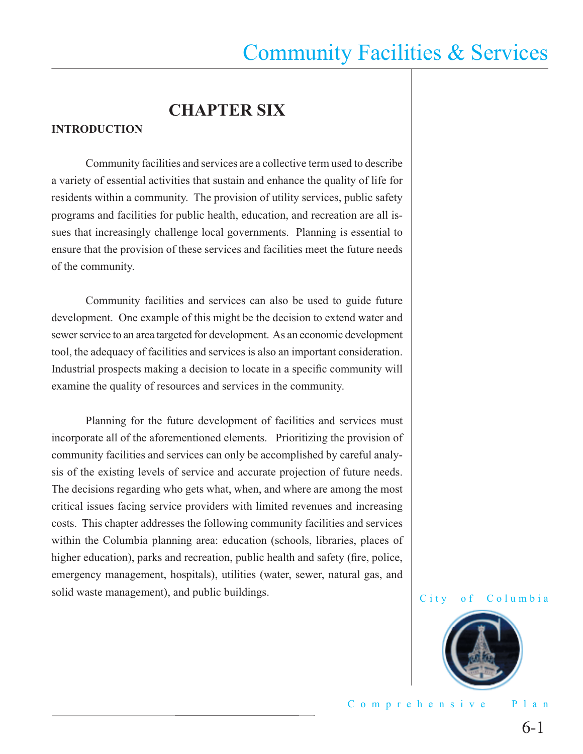# Community Facilities & Services

## CHAPTER SIX

### INTRODUCTION

Community facilities and services are a collective term used to describe a variety of essential activities that sustain and enhance the quality of life for residents within a community. The provision of utility services, public safety programs and facilities for public health, education, and recreation are all issues that increasingly challenge local governments. Planning is essential to ensure that the provision of these services and facilities meet the future needs of the community.

Community facilities and services can also be used to guide future development. One example of this might be the decision to extend water and sewer service to an area targeted for development. As an economic development tool, the adequacy of facilities and services is also an important consideration. Industrial prospects making a decision to locate in a specific community will examine the quality of resources and services in the community.

Planning for the future development of facilities and services must incorporate all of the aforementioned elements. Prioritizing the provision of community facilities and services can only be accomplished by careful analysis of the existing levels of service and accurate projection of future needs. The decisions regarding who gets what, when, and where are among the most critical issues facing service providers with limited revenues and increasing costs. This chapter addresses the following community facilities and services within the Columbia planning area: education (schools, libraries, places of higher education), parks and recreation, public health and safety (fire, police, emergency management, hospitals), utilities (water, sewer, natural gas, and solid waste management), and public buildings.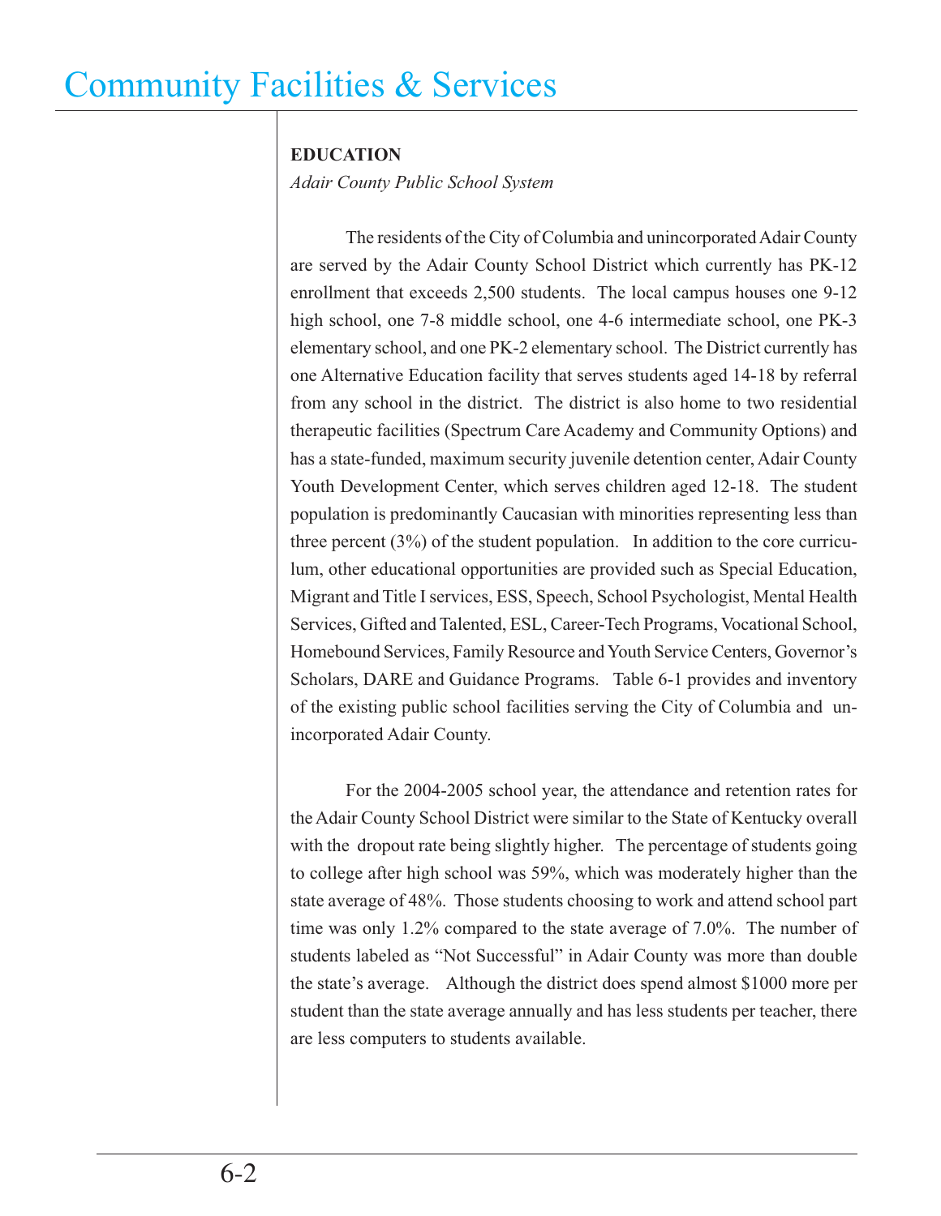# Community Facilities & Services

**EDUCATION**

*Adair County Public School System*

The residents of the City of Columbia and unincorporated Adair County are served by the Adair County School District which currently has PK-12 enrollment that exceeds 2,500 students. The local campus houses one 9-12 high school, one 7-8 middle school, one 4-6 intermediate school, one PK-3 elementary school, and one PK-2 elementary school. The District currently has one Alternative Education facility that serves students aged 14-18 by referral from any school in the district. The district is also home to two residential therapeutic facilities (Spectrum Care Academy and Community Options) and has a state-funded, maximum security juvenile detention center, Adair County Youth Development Center, which serves children aged 12-18. The student population is predominantly Caucasian with minorities representing less than three percent (3%) of the student population. In addition to the core curriculum, other educational opportunities are provided such as Special Education, Migrant and Title I services, ESS, Speech, School Psychologist, Mental Health Services, Gifted and Talented, ESL, Career-Tech Programs, Vocational School, Homebound Services, Family Resource and Youth Service Centers, Governor's Scholars, DARE and Guidance Programs. Table 6-1 provides and inventory of the existing public school facilities serving the City of Columbia and unincorporated Adair County.

For the 2004-2005 school year, the attendance and retention rates for the Adair County School District were similar to the State of Kentucky overall with the dropout rate being slightly higher. The percentage of students going to college after high school was 59%, which was moderately higher than the state average of 48%. Those students choosing to work and attend school part time was only 1.2% compared to the state average of 7.0%. The number of students labeled as "Not Successful" in Adair County was more than double the state's average. Although the district does spend almost $1000 more per student than the state average annually and has less students per teacher, there are less computers to students available.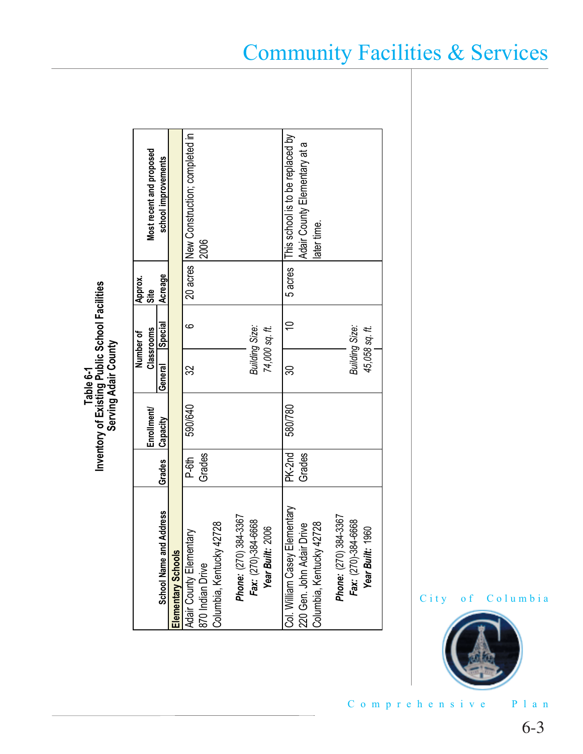**Table 6-1**
**Inventory of Existing Public School Facilities Serving Adair County**

| School Name and Address | Grades | Enrollment/ Capacity | Number of Classrooms | | Approx. Site Acreage | Most recent and proposed school improvements |
|---|---|---|---|---|---|---|
| | | | General | Special | | |
| **Elementary Schools** | | | | | | |
| Adair County Elementary<br>870 Indian Drive<br>Columbia, Kentucky 42728<br>***Phone:*** (270) 384-3367<br>***Fax:*** (270)-384-6668<br>***Year Built:*** 2006 | P-6th Grades | 590/640 | 32 | 6 | 20 acres | New Construction; completed in 2006 |
| | | | *Building Size: 74,000 sq. ft.* | | | |
| Col. William Casey Elementary<br>220 Gen. John Adair Drive<br>Columbia, Kentucky 42728<br>***Phone:*** (270) 384-3367<br>***Fax:*** (270)-384-6668<br>***Year Built:*** 1960 | PK-2nd Grades | 580/780 | 30 | 10 | 5 acres | This school is to be replaced by Adair County Elementary at a later time. |
| | | | *Building Size: 45,058 sq. ft.* | | | |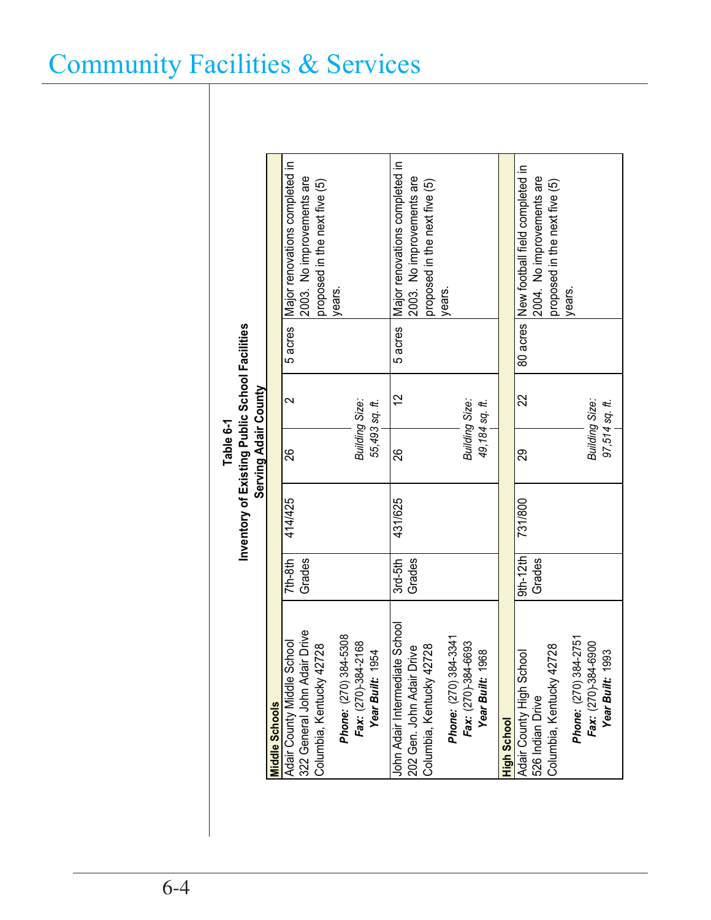# Community Facilities & Services

**Table 6-1**
**Inventory of Existing Public School Facilities Serving Adair County**

| School | Grades | Enrollment/Capacity | | | Acreage | Notes |
|---|---|---|---|---|---|---|
| **Middle Schools** | | | | | | |
| Adair County Middle School<br>322 General John Adair Drive<br>Columbia, Kentucky 42728<br>***Phone:*** (270) 384-5308<br>***Fax:*** (270)-384-2168<br>***Year Built:*** 1954 | 7th-8th Grades | 414/425 | 26 | 2 | 5 acres | Major renovations completed in 2003. No improvements are proposed in the next five (5) years. |
| | | | *Building Size: 55,493 sq. ft.* | | | |
| John Adair Intermediate School<br>202 Gen. John Adair Drive<br>Columbia, Kentucky 42728<br>***Phone:*** (270) 384-3341<br>***Fax:*** (270)-384-6693<br>***Year Built:*** 1968 | 3rd-5th Grades | 431/625 | 26 | 12 | 5 acres | Major renovations completed in 2003. No improvements are proposed in the next five (5) years. |
| | | | *Building Size: 49,184 sq. ft.* | | | |
| **High School** | | | | | | |
| Adair County High School<br>526 Indian Drive<br>Columbia, Kentucky 42728<br>***Phone:*** (270) 384-2751<br>***Fax:*** (270)-384-6900<br>***Year Built:*** 1993 | 9th-12th Grades | 731/800 | 29 | 22 | 80 acres | New football field completed in 2004. No improvements are proposed in the next five (5) years. |
| | | | *Building Size: 97,514 sq. ft.* | | | |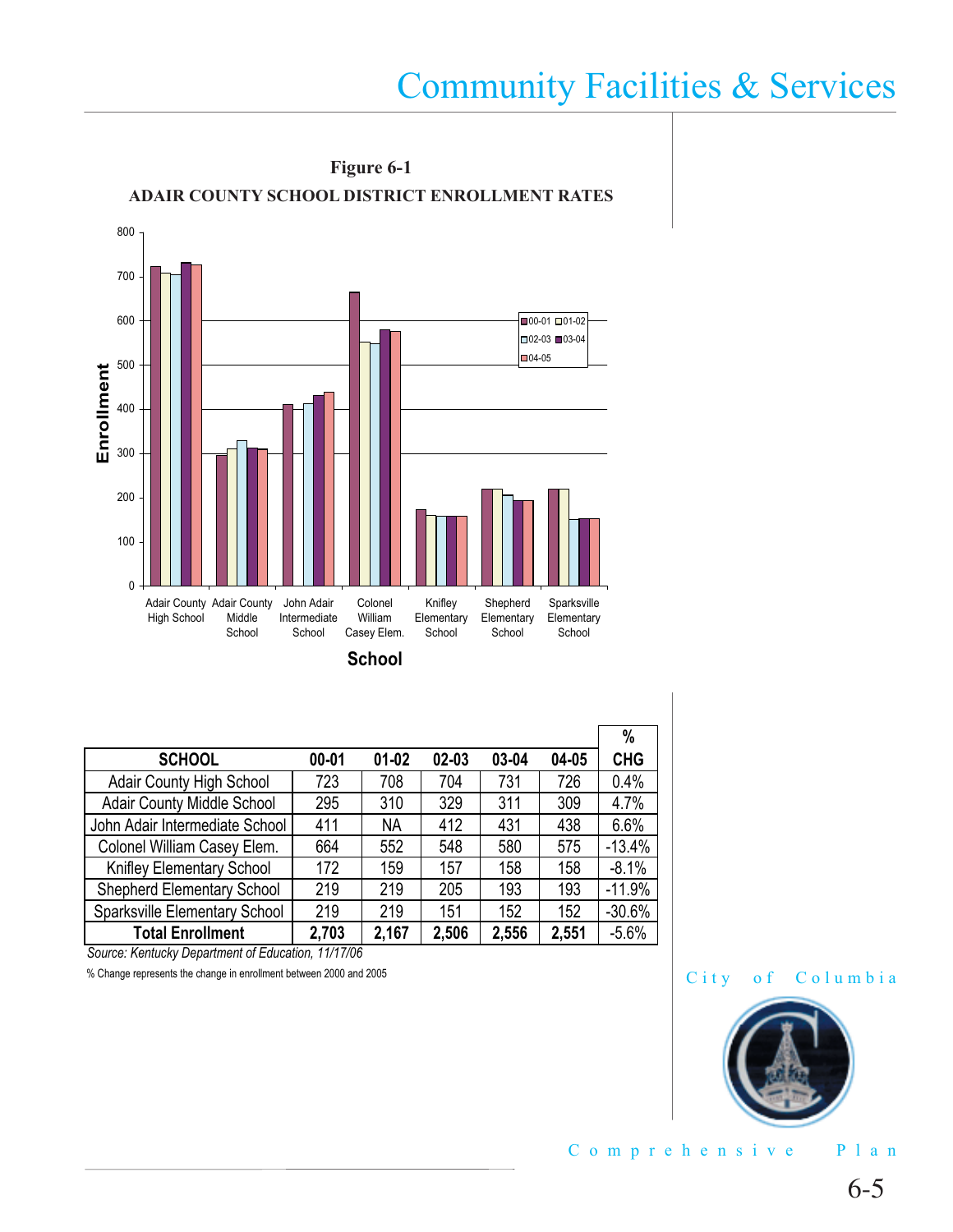**Figure 6-1**

**ADAIR COUNTY SCHOOL DISTRICT ENROLLMENT RATES**

| SCHOOL | 00-01 | 01-02 | 02-03 | 03-04 | 04-05 | % CHG |
|---|---|---|---|---|---|---|
| Adair County High School | 723 | 708 | 704 | 731 | 726 | 0.4% |
| Adair County Middle School | 295 | 310 | 329 | 311 | 309 | 4.7% |
| John Adair Intermediate School | 411 | NA | 412 | 431 | 438 | 6.6% |
| Colonel William Casey Elem. | 664 | 552 | 548 | 580 | 575 | -13.4% |
| Knifley Elementary School | 172 | 159 | 157 | 158 | 158 | -8.1% |
| Shepherd Elementary School | 219 | 219 | 205 | 193 | 193 | -11.9% |
| Sparksville Elementary School | 219 | 219 | 151 | 152 | 152 | -30.6% |
| **Total Enrollment** | **2,703** | **2,167** | **2,506** | **2,556** | **2,551** | -5.6% |

*Source: Kentucky Department of Education, 11/17/06*

% Change represents the change in enrollment between 2000 and 2005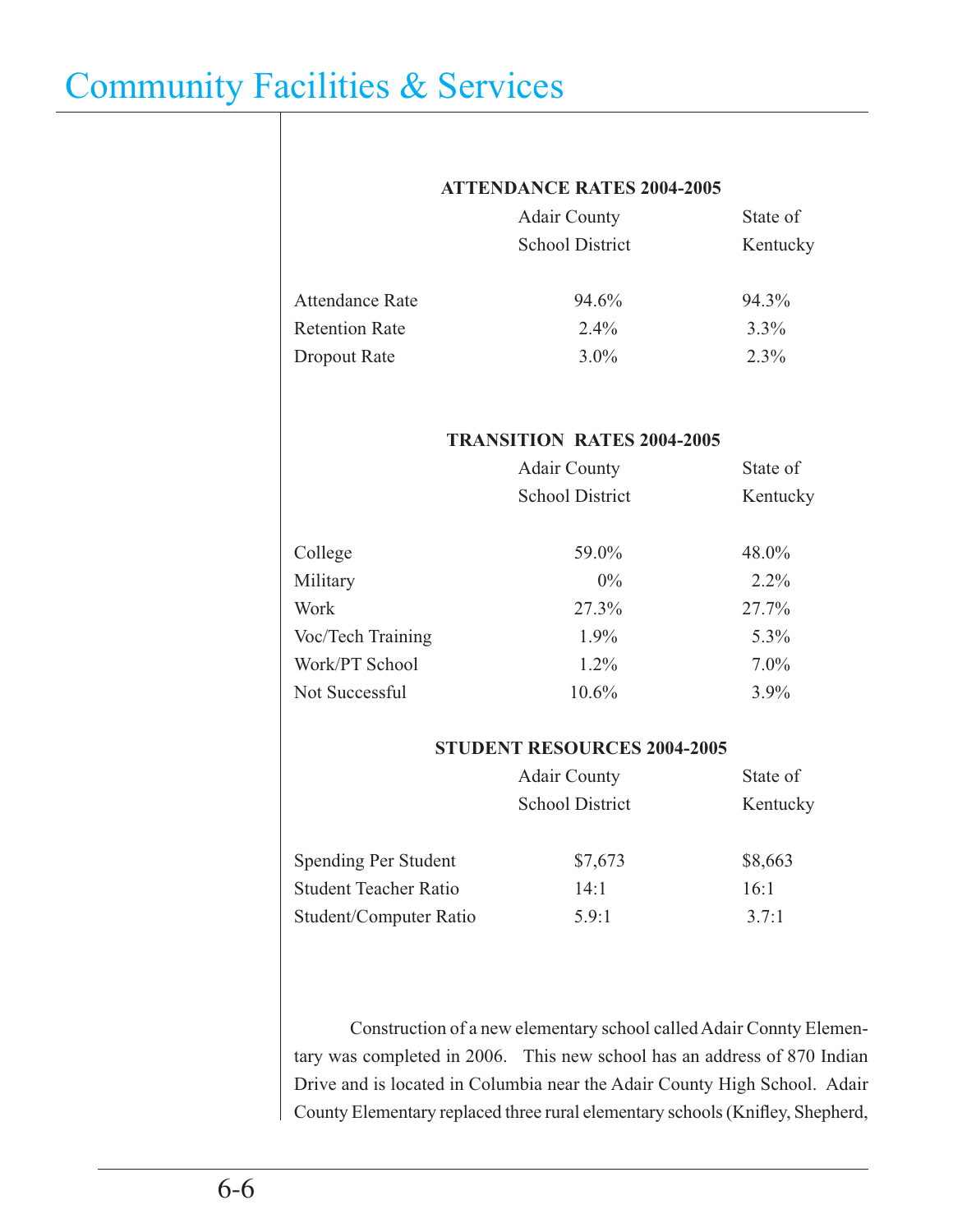**ATTENDANCE RATES 2004-2005**

| | Adair County School District | State of Kentucky |
|---|---|---|
| Attendance Rate | 94.6% | 94.3% |
| Retention Rate | 2.4% | 3.3% |
| Dropout Rate | 3.0% | 2.3% |

**TRANSITION RATES 2004-2005**

| | Adair County School District | State of Kentucky |
|---|---|---|
| College | 59.0% | 48.0% |
| Military | 0% | 2.2% |
| Work | 27.3% | 27.7% |
| Voc/Tech Training | 1.9% | 5.3% |
| Work/PT School | 1.2% | 7.0% |
| Not Successful | 10.6% | 3.9% |

**STUDENT RESOURCES 2004-2005**

| | Adair County School District | State of Kentucky |
|---|---|---|
| Spending Per Student | $7,673 | $8,663 |
| Student Teacher Ratio | 14:1 | 16:1 |
| Student/Computer Ratio | 5.9:1 | 3.7:1 |

Construction of a new elementary school called Adair Connty Elementary was completed in 2006. This new school has an address of 870 Indian Drive and is located in Columbia near the Adair County High School. Adair County Elementary replaced three rural elementary schools (Knifley, Shepherd,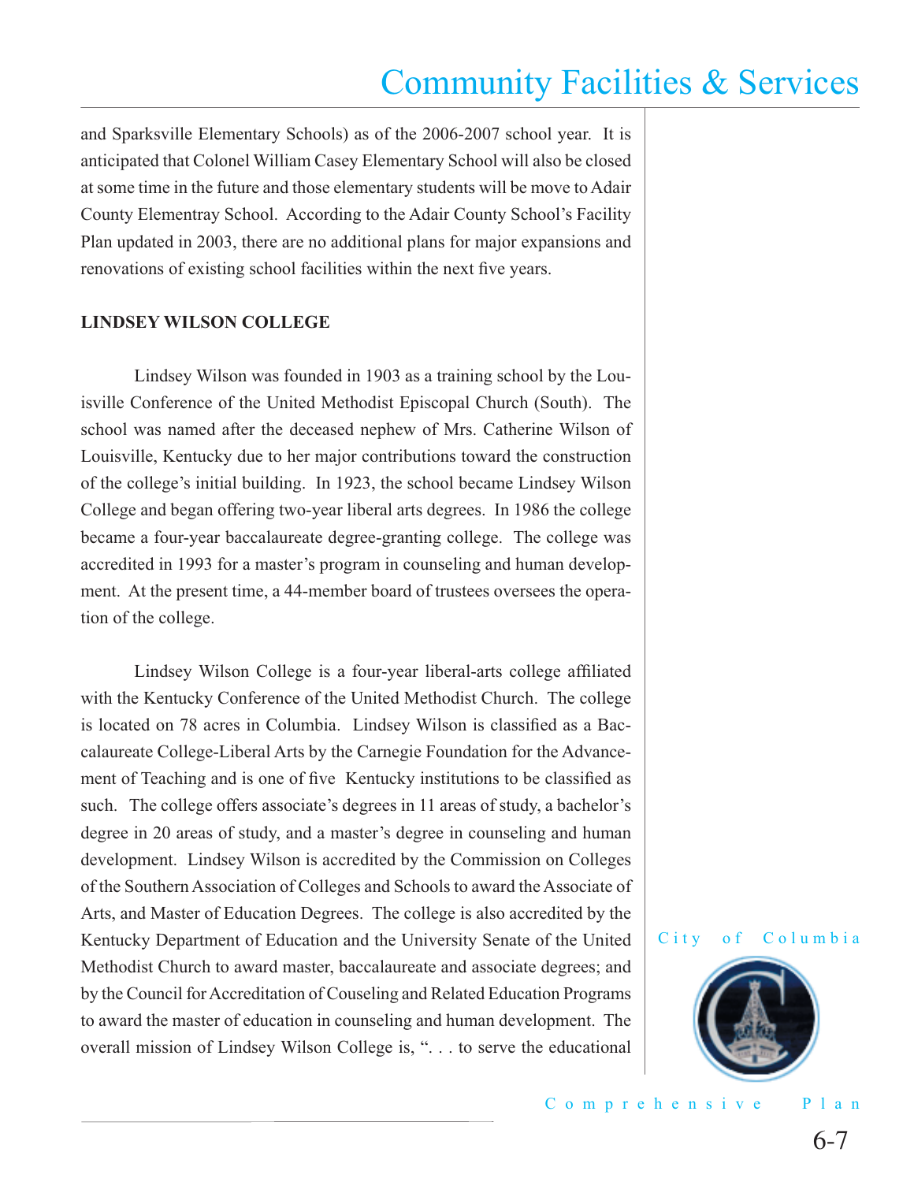and Sparksville Elementary Schools) as of the 2006-2007 school year. It is anticipated that Colonel William Casey Elementary School will also be closed at some time in the future and those elementary students will be move to Adair County Elementray School. According to the Adair County School's Facility Plan updated in 2003, there are no additional plans for major expansions and renovations of existing school facilities within the next five years.

**LINDSEY WILSON COLLEGE**

Lindsey Wilson was founded in 1903 as a training school by the Louisville Conference of the United Methodist Episcopal Church (South). The school was named after the deceased nephew of Mrs. Catherine Wilson of Louisville, Kentucky due to her major contributions toward the construction of the college's initial building. In 1923, the school became Lindsey Wilson College and began offering two-year liberal arts degrees. In 1986 the college became a four-year baccalaureate degree-granting college. The college was accredited in 1993 for a master's program in counseling and human development. At the present time, a 44-member board of trustees oversees the operation of the college.

Lindsey Wilson College is a four-year liberal-arts college affiliated with the Kentucky Conference of the United Methodist Church. The college is located on 78 acres in Columbia. Lindsey Wilson is classified as a Baccalaureate College-Liberal Arts by the Carnegie Foundation for the Advancement of Teaching and is one of five Kentucky institutions to be classified as such. The college offers associate's degrees in 11 areas of study, a bachelor's degree in 20 areas of study, and a master's degree in counseling and human development. Lindsey Wilson is accredited by the Commission on Colleges of the Southern Association of Colleges and Schools to award the Associate of Arts, and Master of Education Degrees. The college is also accredited by the Kentucky Department of Education and the University Senate of the United Methodist Church to award master, baccalaureate and associate degrees; and by the Council for Accreditation of Couseling and Related Education Programs to award the master of education in counseling and human development. The overall mission of Lindsey Wilson College is, ". . . to serve the educational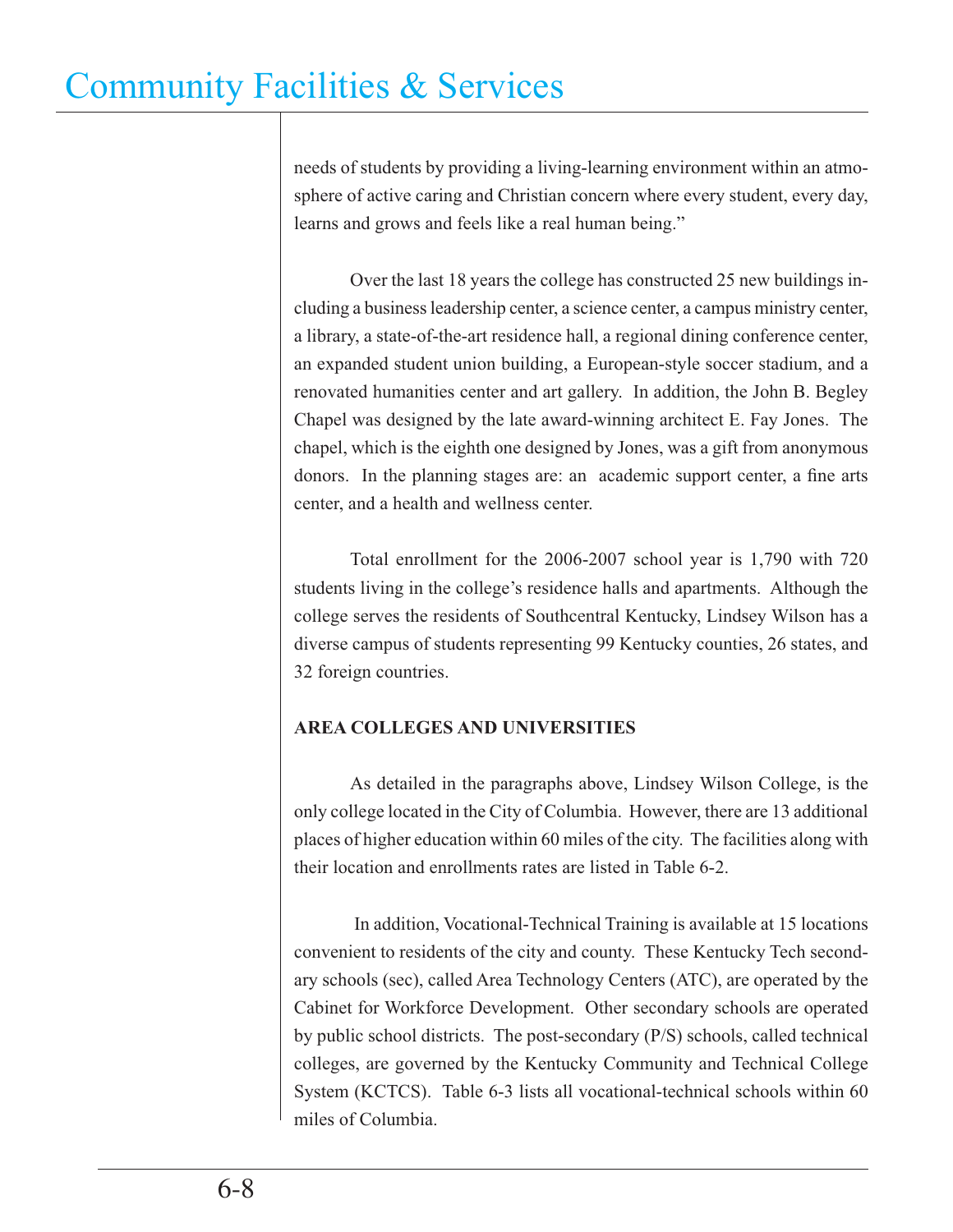needs of students by providing a living-learning environment within an atmosphere of active caring and Christian concern where every student, every day, learns and grows and feels like a real human being."

Over the last 18 years the college has constructed 25 new buildings including a business leadership center, a science center, a campus ministry center, a library, a state-of-the-art residence hall, a regional dining conference center, an expanded student union building, a European-style soccer stadium, and a renovated humanities center and art gallery. In addition, the John B. Begley Chapel was designed by the late award-winning architect E. Fay Jones. The chapel, which is the eighth one designed by Jones, was a gift from anonymous donors. In the planning stages are: an academic support center, a fine arts center, and a health and wellness center.

Total enrollment for the 2006-2007 school year is 1,790 with 720 students living in the college's residence halls and apartments. Although the college serves the residents of Southcentral Kentucky, Lindsey Wilson has a diverse campus of students representing 99 Kentucky counties, 26 states, and 32 foreign countries.

**AREA COLLEGES AND UNIVERSITIES**

As detailed in the paragraphs above, Lindsey Wilson College, is the only college located in the City of Columbia. However, there are 13 additional places of higher education within 60 miles of the city. The facilities along with their location and enrollments rates are listed in Table 6-2.

In addition, Vocational-Technical Training is available at 15 locations convenient to residents of the city and county. These Kentucky Tech secondary schools (sec), called Area Technology Centers (ATC), are operated by the Cabinet for Workforce Development. Other secondary schools are operated by public school districts. The post-secondary (P/S) schools, called technical colleges, are governed by the Kentucky Community and Technical College System (KCTCS). Table 6-3 lists all vocational-technical schools within 60 miles of Columbia.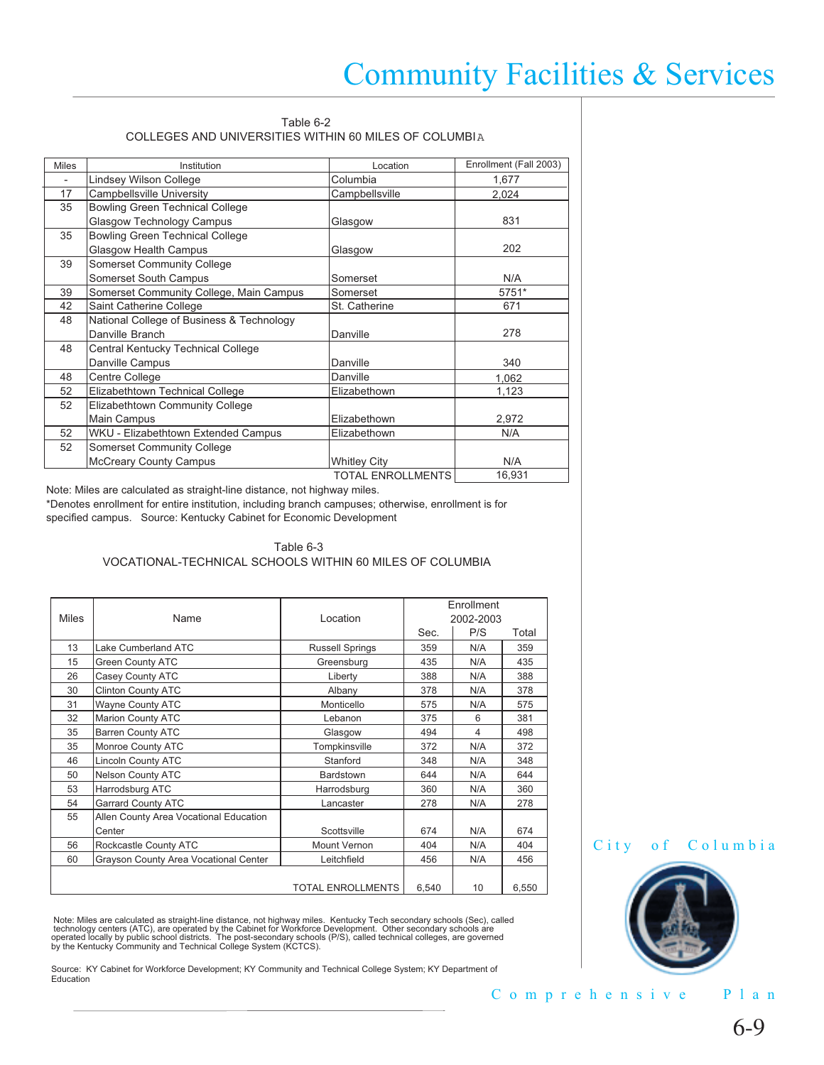Table 6-2
COLLEGES AND UNIVERSITIES WITHIN 60 MILES OF COLUMBIA

| Miles | Institution | Location | Enrollment (Fall 2003) |
|---|---|---|---|
| - | Lindsey Wilson College | Columbia | 1,677 |
| 17 | Campbellsville University | Campbellsville | 2,024 |
| 35 | Bowling Green Technical College Glasgow Technology Campus | Glasgow | 831 |
| 35 | Bowling Green Technical College Glasgow Health Campus | Glasgow | 202 |
| 39 | Somerset Community College Somerset South Campus | Somerset | N/A |
| 39 | Somerset Community College, Main Campus | Somerset | 5751* |
| 42 | Saint Catherine College | St. Catherine | 671 |
| 48 | National College of Business & Technology Danville Branch | Danville | 278 |
| 48 | Central Kentucky Technical College Danville Campus | Danville | 340 |
| 48 | Centre College | Danville | 1,062 |
| 52 | Elizabethtown Technical College | Elizabethown | 1,123 |
| 52 | Elizabethtown Community College Main Campus | Elizabethown | 2,972 |
| 52 | WKU - Elizabethtown Extended Campus | Elizabethown | N/A |
| 52 | Somerset Community College McCreary County Campus | Whitley City | N/A |
| | | TOTAL ENROLLMENTS | 16,931 |

Note: Miles are calculated as straight-line distance, not highway miles.
*Denotes enrollment for entire institution, including branch campuses; otherwise, enrollment is for specified campus. Source: Kentucky Cabinet for Economic Development

Table 6-3
VOCATIONAL-TECHNICAL SCHOOLS WITHIN 60 MILES OF COLUMBIA

| Miles | Name | Location | Enrollment 2002-2003 | | |
|---|---|---|---|---|---|
| | | | Sec. | P/S | Total |
| 13 | Lake Cumberland ATC | Russell Springs | 359 | N/A | 359 |
| 15 | Green County ATC | Greensburg | 435 | N/A | 435 |
| 26 | Casey County ATC | Liberty | 388 | N/A | 388 |
| 30 | Clinton County ATC | Albany | 378 | N/A | 378 |
| 31 | Wayne County ATC | Monticello | 575 | N/A | 575 |
| 32 | Marion County ATC | Lebanon | 375 | 6 | 381 |
| 35 | Barren County ATC | Glasgow | 494 | 4 | 498 |
| 35 | Monroe County ATC | Tompkinsville | 372 | N/A | 372 |
| 46 | Lincoln County ATC | Stanford | 348 | N/A | 348 |
| 50 | Nelson County ATC | Bardstown | 644 | N/A | 644 |
| 53 | Harrodsburg ATC | Harrodsburg | 360 | N/A | 360 |
| 54 | Garrard County ATC | Lancaster | 278 | N/A | 278 |
| 55 | Allen County Area Vocational Education Center | Scottsville | 674 | N/A | 674 |
| 56 | Rockcastle County ATC | Mount Vernon | 404 | N/A | 404 |
| 60 | Grayson County Area Vocational Center | Leitchfield | 456 | N/A | 456 |
| | | TOTAL ENROLLMENTS | 6,540 | 10 | 6,550 |

Note: Miles are calculated as straight-line distance, not highway miles. Kentucky Tech secondary schools (Sec), called technology centers (ATC), are operated by the Cabinet for Workforce Development. Other secondary schools are operated locally by public school districts. The post-secondary schools (P/S), called technical colleges, are governed by the Kentucky Community and Technical College System (KCTCS).

Source: KY Cabinet for Workforce Development; KY Community and Technical College System; KY Department of Education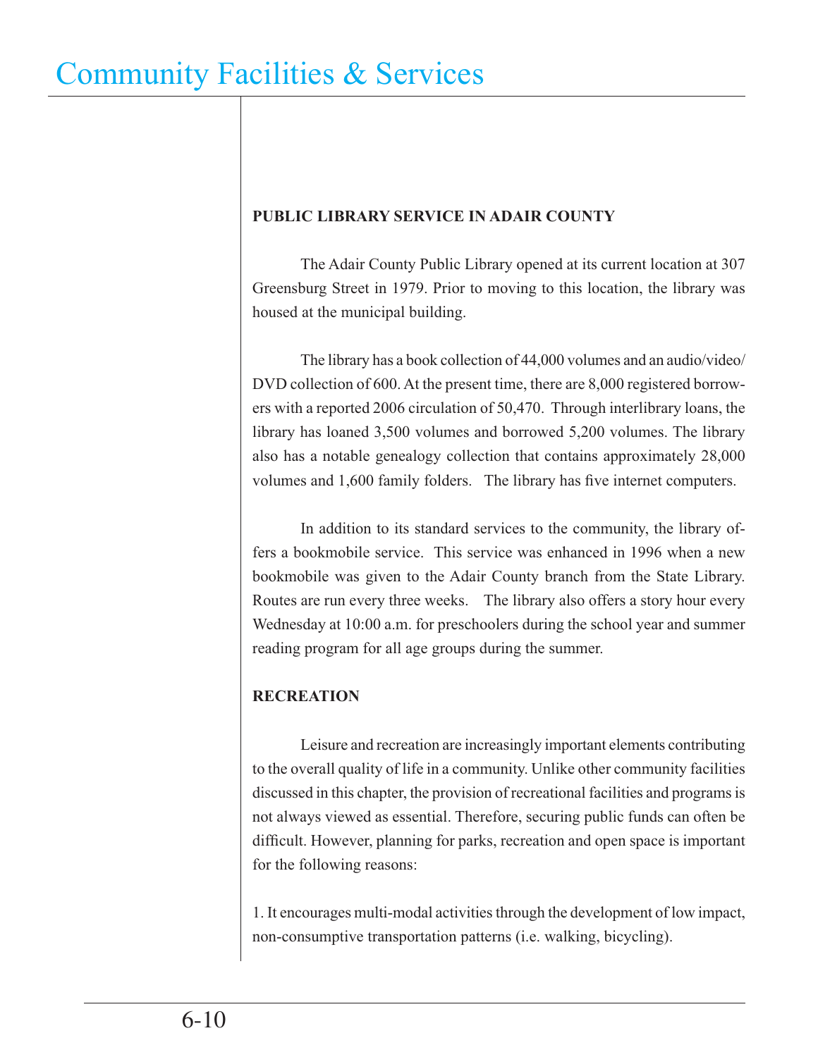## PUBLIC LIBRARY SERVICE IN ADAIR COUNTY

The Adair County Public Library opened at its current location at 307 Greensburg Street in 1979. Prior to moving to this location, the library was housed at the municipal building.

The library has a book collection of 44,000 volumes and an audio/video/DVD collection of 600. At the present time, there are 8,000 registered borrowers with a reported 2006 circulation of 50,470. Through interlibrary loans, the library has loaned 3,500 volumes and borrowed 5,200 volumes. The library also has a notable genealogy collection that contains approximately 28,000 volumes and 1,600 family folders. The library has five internet computers.

In addition to its standard services to the community, the library offers a bookmobile service. This service was enhanced in 1996 when a new bookmobile was given to the Adair County branch from the State Library. Routes are run every three weeks. The library also offers a story hour every Wednesday at 10:00 a.m. for preschoolers during the school year and summer reading program for all age groups during the summer.

## RECREATION

Leisure and recreation are increasingly important elements contributing to the overall quality of life in a community. Unlike other community facilities discussed in this chapter, the provision of recreational facilities and programs is not always viewed as essential. Therefore, securing public funds can often be difficult. However, planning for parks, recreation and open space is important for the following reasons:

1. It encourages multi-modal activities through the development of low impact, non-consumptive transportation patterns (i.e. walking, bicycling).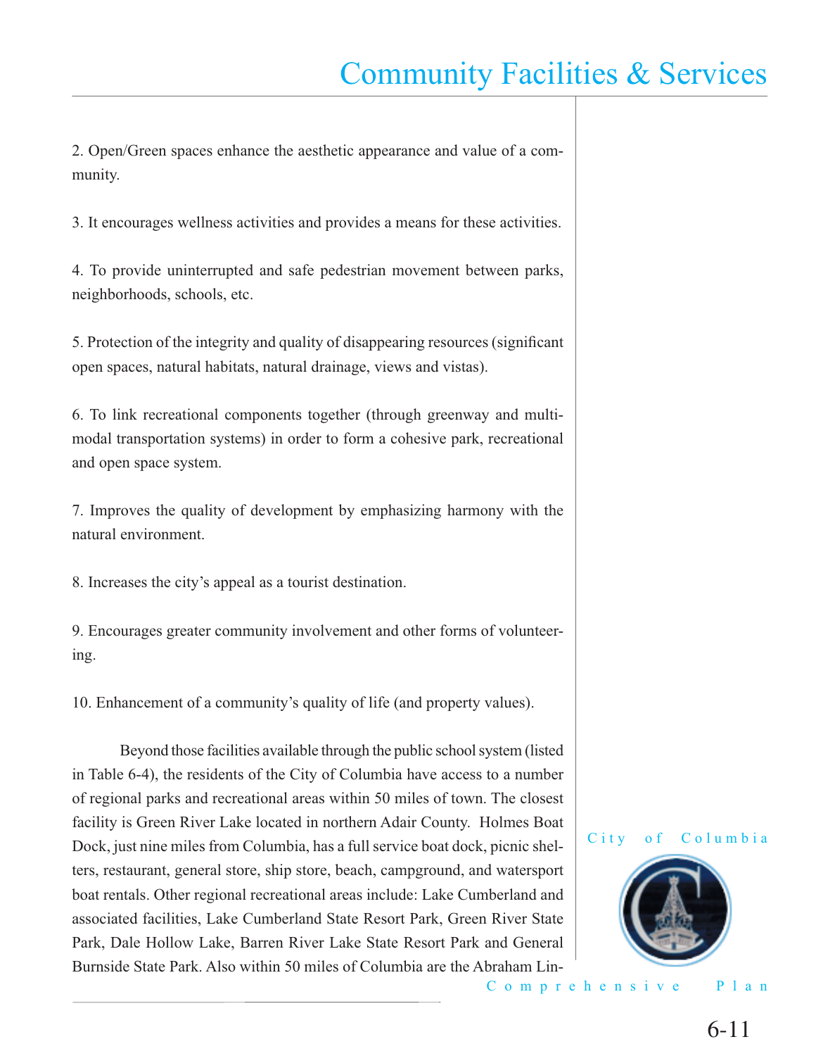2. Open/Green spaces enhance the aesthetic appearance and value of a community.

3. It encourages wellness activities and provides a means for these activities.

4. To provide uninterrupted and safe pedestrian movement between parks, neighborhoods, schools, etc.

5. Protection of the integrity and quality of disappearing resources (significant open spaces, natural habitats, natural drainage, views and vistas).

6. To link recreational components together (through greenway and multi-modal transportation systems) in order to form a cohesive park, recreational and open space system.

7. Improves the quality of development by emphasizing harmony with the natural environment.

8. Increases the city's appeal as a tourist destination.

9. Encourages greater community involvement and other forms of volunteering.

10. Enhancement of a community's quality of life (and property values).

Beyond those facilities available through the public school system (listed in Table 6-4), the residents of the City of Columbia have access to a number of regional parks and recreational areas within 50 miles of town. The closest facility is Green River Lake located in northern Adair County. Holmes Boat Dock, just nine miles from Columbia, has a full service boat dock, picnic shelters, restaurant, general store, ship store, beach, campground, and watersport boat rentals. Other regional recreational areas include: Lake Cumberland and associated facilities, Lake Cumberland State Resort Park, Green River State Park, Dale Hollow Lake, Barren River Lake State Resort Park and General Burnside State Park. Also within 50 miles of Columbia are the Abraham Lin-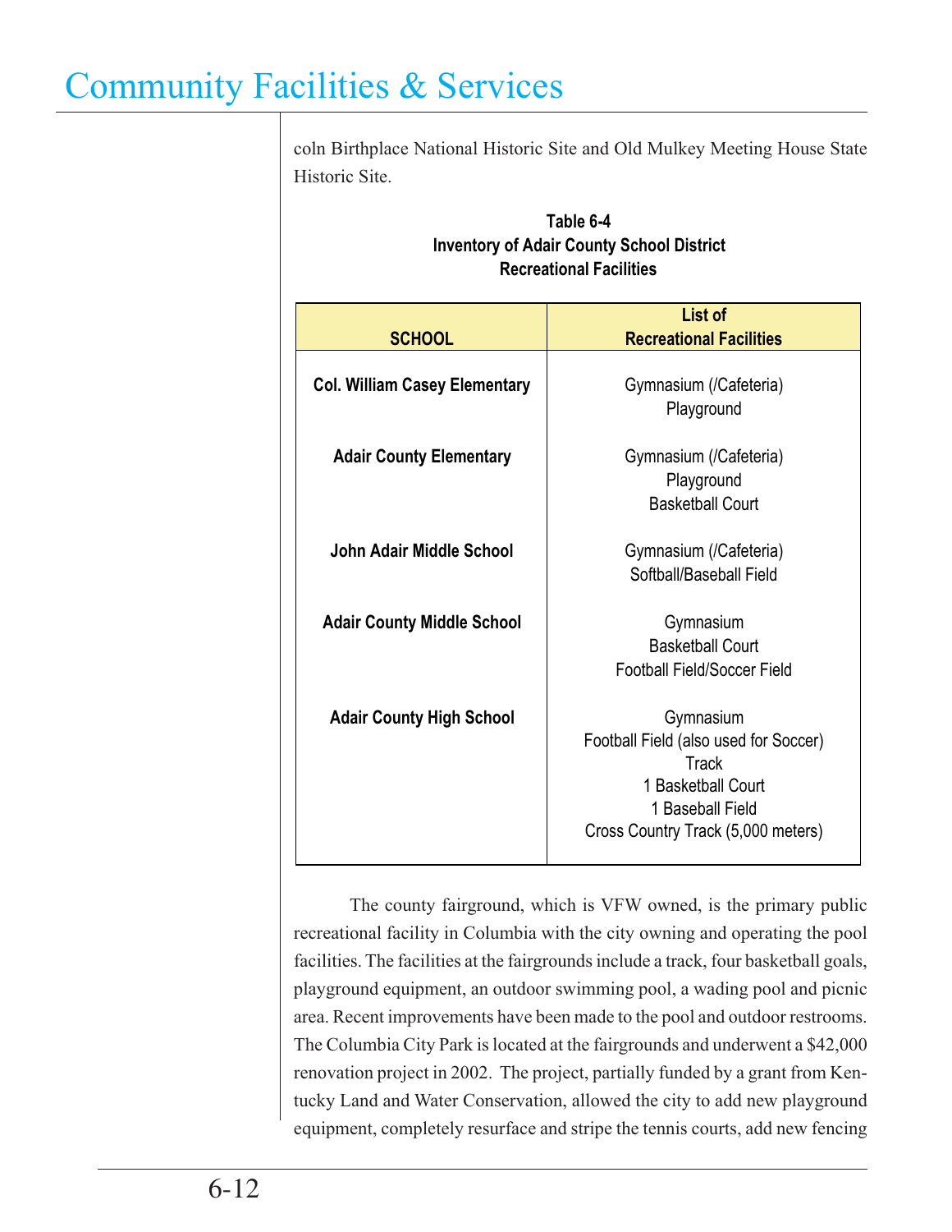coln Birthplace National Historic Site and Old Mulkey Meeting House State Historic Site.

**Table 6-4**
**Inventory of Adair County School District**
**Recreational Facilities**

| SCHOOL | List of Recreational Facilities |
|---|---|
| **Col. William Casey Elementary** | Gymnasium (/Cafeteria)<br>Playground |
| **Adair County Elementary** | Gymnasium (/Cafeteria)<br>Playground<br>Basketball Court |
| **John Adair Middle School** | Gymnasium (/Cafeteria)<br>Softball/Baseball Field |
| **Adair County Middle School** | Gymnasium<br>Basketball Court<br>Football Field/Soccer Field |
| **Adair County High School** | Gymnasium<br>Football Field (also used for Soccer)<br>Track<br>1 Basketball Court<br>1 Baseball Field<br>Cross Country Track (5,000 meters) |

The county fairground, which is VFW owned, is the primary public recreational facility in Columbia with the city owning and operating the pool facilities. The facilities at the fairgrounds include a track, four basketball goals, playground equipment, an outdoor swimming pool, a wading pool and picnic area. Recent improvements have been made to the pool and outdoor restrooms. The Columbia City Park is located at the fairgrounds and underwent a $42,000 renovation project in 2002. The project, partially funded by a grant from Kentucky Land and Water Conservation, allowed the city to add new playground equipment, completely resurface and stripe the tennis courts, add new fencing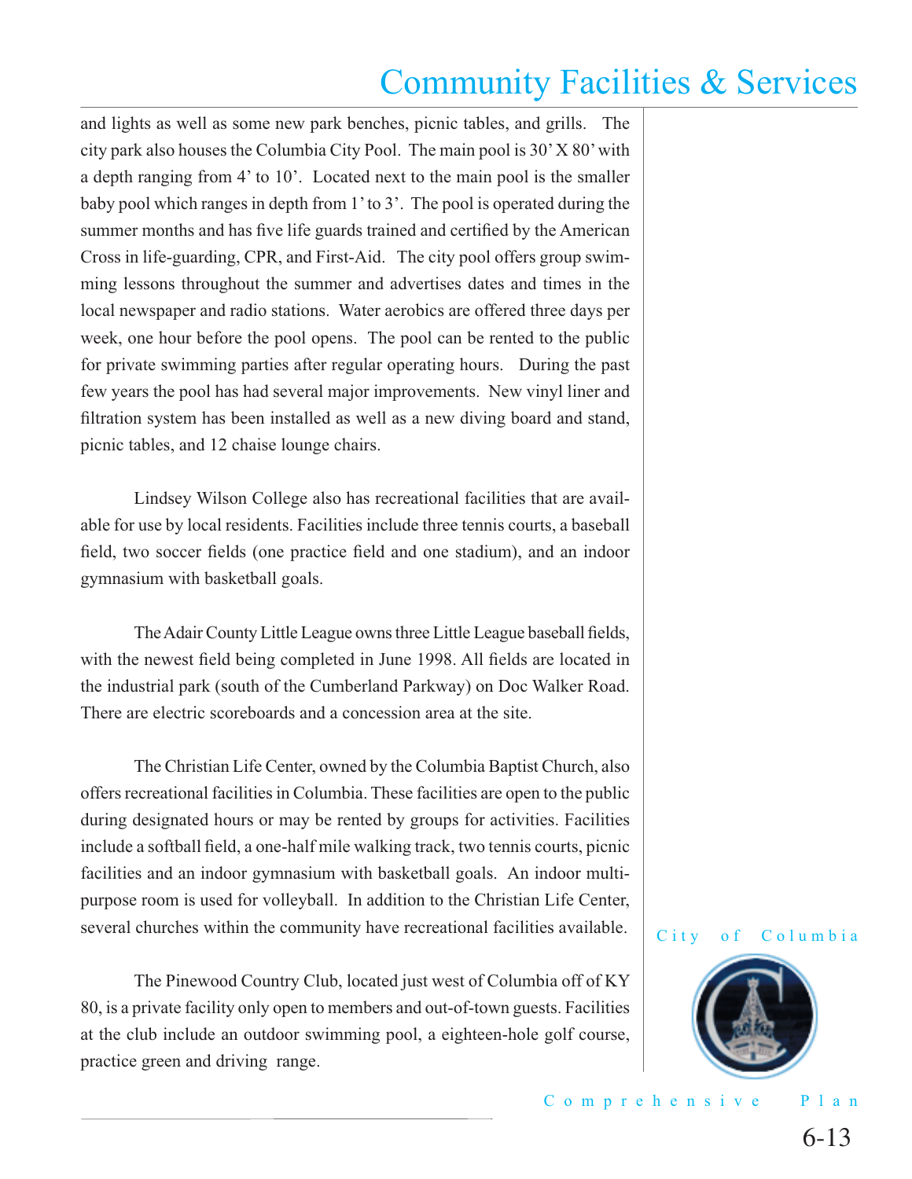and lights as well as some new park benches, picnic tables, and grills. The city park also houses the Columbia City Pool. The main pool is 30' X 80' with a depth ranging from 4' to 10'. Located next to the main pool is the smaller baby pool which ranges in depth from 1' to 3'. The pool is operated during the summer months and has five life guards trained and certified by the American Cross in life-guarding, CPR, and First-Aid. The city pool offers group swimming lessons throughout the summer and advertises dates and times in the local newspaper and radio stations. Water aerobics are offered three days per week, one hour before the pool opens. The pool can be rented to the public for private swimming parties after regular operating hours. During the past few years the pool has had several major improvements. New vinyl liner and filtration system has been installed as well as a new diving board and stand, picnic tables, and 12 chaise lounge chairs.

Lindsey Wilson College also has recreational facilities that are available for use by local residents. Facilities include three tennis courts, a baseball field, two soccer fields (one practice field and one stadium), and an indoor gymnasium with basketball goals.

The Adair County Little League owns three Little League baseball fields, with the newest field being completed in June 1998. All fields are located in the industrial park (south of the Cumberland Parkway) on Doc Walker Road. There are electric scoreboards and a concession area at the site.

The Christian Life Center, owned by the Columbia Baptist Church, also offers recreational facilities in Columbia. These facilities are open to the public during designated hours or may be rented by groups for activities. Facilities include a softball field, a one-half mile walking track, two tennis courts, picnic facilities and an indoor gymnasium with basketball goals. An indoor multi-purpose room is used for volleyball. In addition to the Christian Life Center, several churches within the community have recreational facilities available.

The Pinewood Country Club, located just west of Columbia off of KY 80, is a private facility only open to members and out-of-town guests. Facilities at the club include an outdoor swimming pool, a eighteen-hole golf course, practice green and driving range.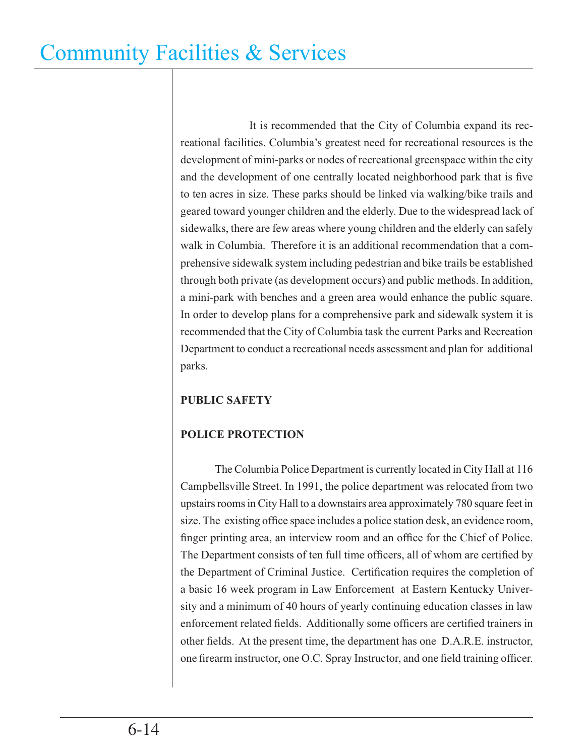It is recommended that the City of Columbia expand its recreational facilities. Columbia's greatest need for recreational resources is the development of mini-parks or nodes of recreational greenspace within the city and the development of one centrally located neighborhood park that is five to ten acres in size. These parks should be linked via walking/bike trails and geared toward younger children and the elderly. Due to the widespread lack of sidewalks, there are few areas where young children and the elderly can safely walk in Columbia. Therefore it is an additional recommendation that a comprehensive sidewalk system including pedestrian and bike trails be established through both private (as development occurs) and public methods. In addition, a mini-park with benches and a green area would enhance the public square. In order to develop plans for a comprehensive park and sidewalk system it is recommended that the City of Columbia task the current Parks and Recreation Department to conduct a recreational needs assessment and plan for additional parks.

## PUBLIC SAFETY

### POLICE PROTECTION

The Columbia Police Department is currently located in City Hall at 116 Campbellsville Street. In 1991, the police department was relocated from two upstairs rooms in City Hall to a downstairs area approximately 780 square feet in size. The existing office space includes a police station desk, an evidence room, finger printing area, an interview room and an office for the Chief of Police. The Department consists of ten full time officers, all of whom are certified by the Department of Criminal Justice. Certification requires the completion of a basic 16 week program in Law Enforcement at Eastern Kentucky University and a minimum of 40 hours of yearly continuing education classes in law enforcement related fields. Additionally some officers are certified trainers in other fields. At the present time, the department has one D.A.R.E. instructor, one firearm instructor, one O.C. Spray Instructor, and one field training officer.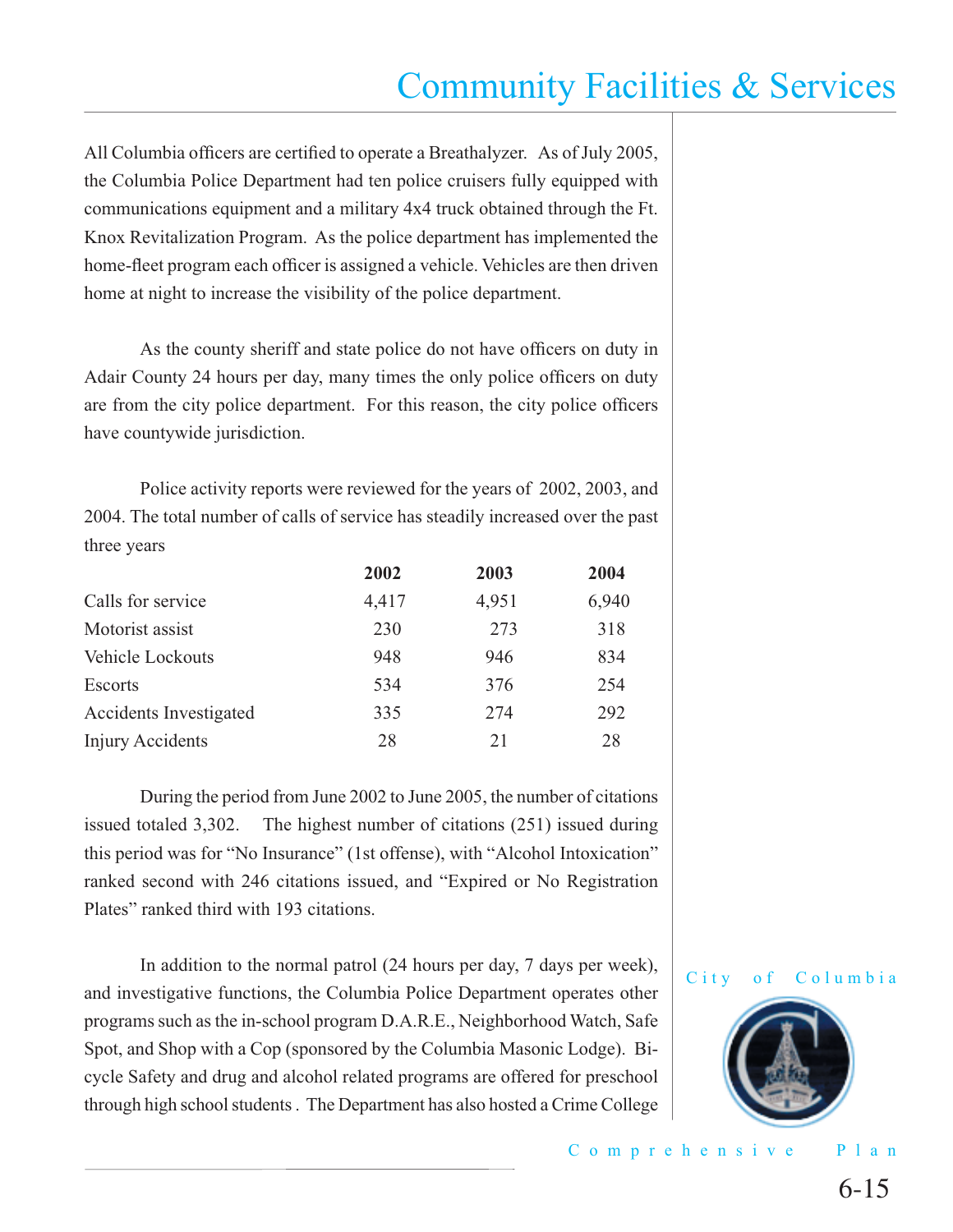All Columbia officers are certified to operate a Breathalyzer. As of July 2005, the Columbia Police Department had ten police cruisers fully equipped with communications equipment and a military 4x4 truck obtained through the Ft. Knox Revitalization Program. As the police department has implemented the home-fleet program each officer is assigned a vehicle. Vehicles are then driven home at night to increase the visibility of the police department.

As the county sheriff and state police do not have officers on duty in Adair County 24 hours per day, many times the only police officers on duty are from the city police department. For this reason, the city police officers have countywide jurisdiction.

Police activity reports were reviewed for the years of 2002, 2003, and 2004. The total number of calls of service has steadily increased over the past three years

| | 2002 | 2003 | 2004 |
|---|---|---|---|
| Calls for service | 4,417 | 4,951 | 6,940 |
| Motorist assist | 230 | 273 | 318 |
| Vehicle Lockouts | 948 | 946 | 834 |
| Escorts | 534 | 376 | 254 |
| Accidents Investigated | 335 | 274 | 292 |
| Injury Accidents | 28 | 21 | 28 |

During the period from June 2002 to June 2005, the number of citations issued totaled 3,302. The highest number of citations (251) issued during this period was for "No Insurance" (1st offense), with "Alcohol Intoxication" ranked second with 246 citations issued, and "Expired or No Registration Plates" ranked third with 193 citations.

In addition to the normal patrol (24 hours per day, 7 days per week), and investigative functions, the Columbia Police Department operates other programs such as the in-school program D.A.R.E., Neighborhood Watch, Safe Spot, and Shop with a Cop (sponsored by the Columbia Masonic Lodge). Bicycle Safety and drug and alcohol related programs are offered for preschool through high school students . The Department has also hosted a Crime College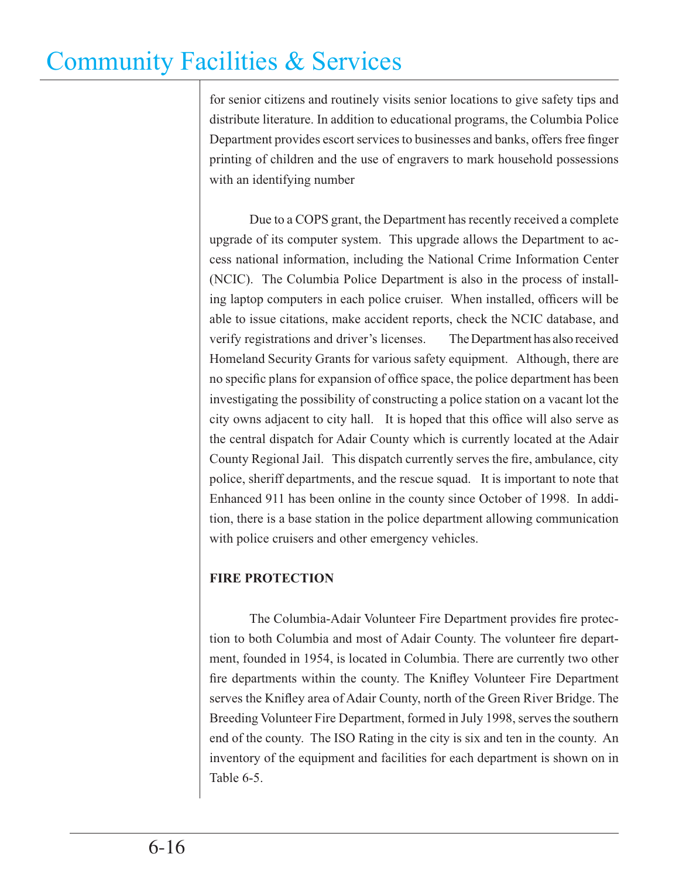for senior citizens and routinely visits senior locations to give safety tips and distribute literature. In addition to educational programs, the Columbia Police Department provides escort services to businesses and banks, offers free finger printing of children and the use of engravers to mark household possessions with an identifying number

Due to a COPS grant, the Department has recently received a complete upgrade of its computer system. This upgrade allows the Department to access national information, including the National Crime Information Center (NCIC). The Columbia Police Department is also in the process of installing laptop computers in each police cruiser. When installed, officers will be able to issue citations, make accident reports, check the NCIC database, and verify registrations and driver's licenses. The Department has also received Homeland Security Grants for various safety equipment. Although, there are no specific plans for expansion of office space, the police department has been investigating the possibility of constructing a police station on a vacant lot the city owns adjacent to city hall. It is hoped that this office will also serve as the central dispatch for Adair County which is currently located at the Adair County Regional Jail. This dispatch currently serves the fire, ambulance, city police, sheriff departments, and the rescue squad. It is important to note that Enhanced 911 has been online in the county since October of 1998. In addition, there is a base station in the police department allowing communication with police cruisers and other emergency vehicles.

**FIRE PROTECTION**

The Columbia-Adair Volunteer Fire Department provides fire protection to both Columbia and most of Adair County. The volunteer fire department, founded in 1954, is located in Columbia. There are currently two other fire departments within the county. The Knifley Volunteer Fire Department serves the Knifley area of Adair County, north of the Green River Bridge. The Breeding Volunteer Fire Department, formed in July 1998, serves the southern end of the county. The ISO Rating in the city is six and ten in the county. An inventory of the equipment and facilities for each department is shown on in Table 6-5.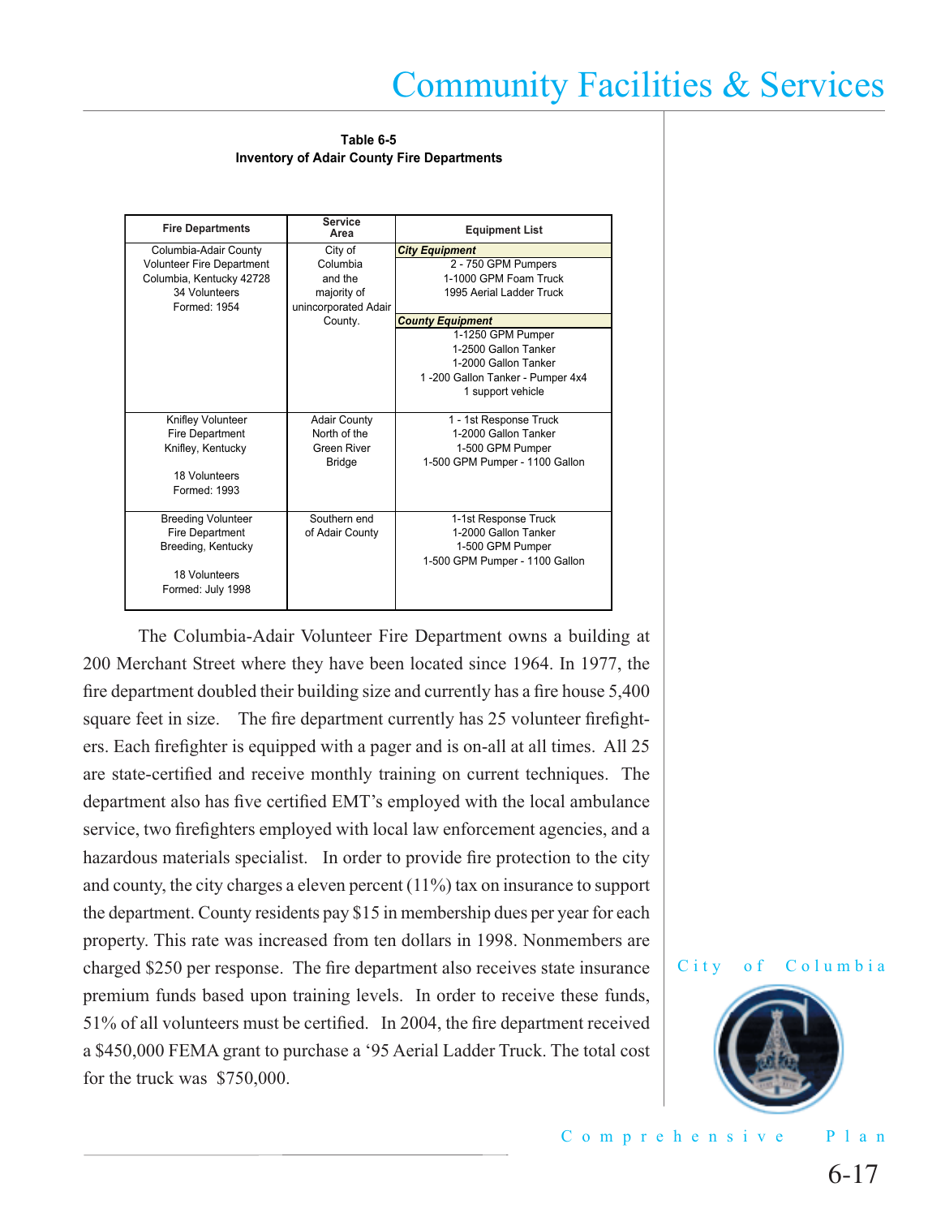**Table 6-5**
**Inventory of Adair County Fire Departments**

| Fire Departments | Service Area | Equipment List |
|---|---|---|
| Columbia-Adair County Volunteer Fire Department Columbia, Kentucky 42728 34 Volunteers Formed: 1954 | City of Columbia and the majority of unincorporated Adair County. | ***City Equipment*** 2 - 750 GPM Pumpers 1-1000 GPM Foam Truck 1995 Aerial Ladder Truck ***County Equipment*** 1-1250 GPM Pumper 1-2500 Gallon Tanker 1-2000 Gallon Tanker 1 -200 Gallon Tanker - Pumper 4x4 1 support vehicle |
| Knifley Volunteer Fire Department Knifley, Kentucky 18 Volunteers Formed: 1993 | Adair County North of the Green River Bridge | 1 - 1st Response Truck 1-2000 Gallon Tanker 1-500 GPM Pumper 1-500 GPM Pumper - 1100 Gallon |
| Breeding Volunteer Fire Department Breeding, Kentucky 18 Volunteers Formed: July 1998 | Southern end of Adair County | 1-1st Response Truck 1-2000 Gallon Tanker 1-500 GPM Pumper 1-500 GPM Pumper - 1100 Gallon |

The Columbia-Adair Volunteer Fire Department owns a building at 200 Merchant Street where they have been located since 1964. In 1977, the fire department doubled their building size and currently has a fire house 5,400 square feet in size. The fire department currently has 25 volunteer firefighters. Each firefighter is equipped with a pager and is on-all at all times. All 25 are state-certified and receive monthly training on current techniques. The department also has five certified EMT's employed with the local ambulance service, two firefighters employed with local law enforcement agencies, and a hazardous materials specialist. In order to provide fire protection to the city and county, the city charges a eleven percent (11%) tax on insurance to support the department. County residents pay $15 in membership dues per year for each property. This rate was increased from ten dollars in 1998. Nonmembers are charged $250 per response. The fire department also receives state insurance premium funds based upon training levels. In order to receive these funds, 51% of all volunteers must be certified. In 2004, the fire department received a $450,000 FEMA grant to purchase a '95 Aerial Ladder Truck. The total cost for the truck was $750,000.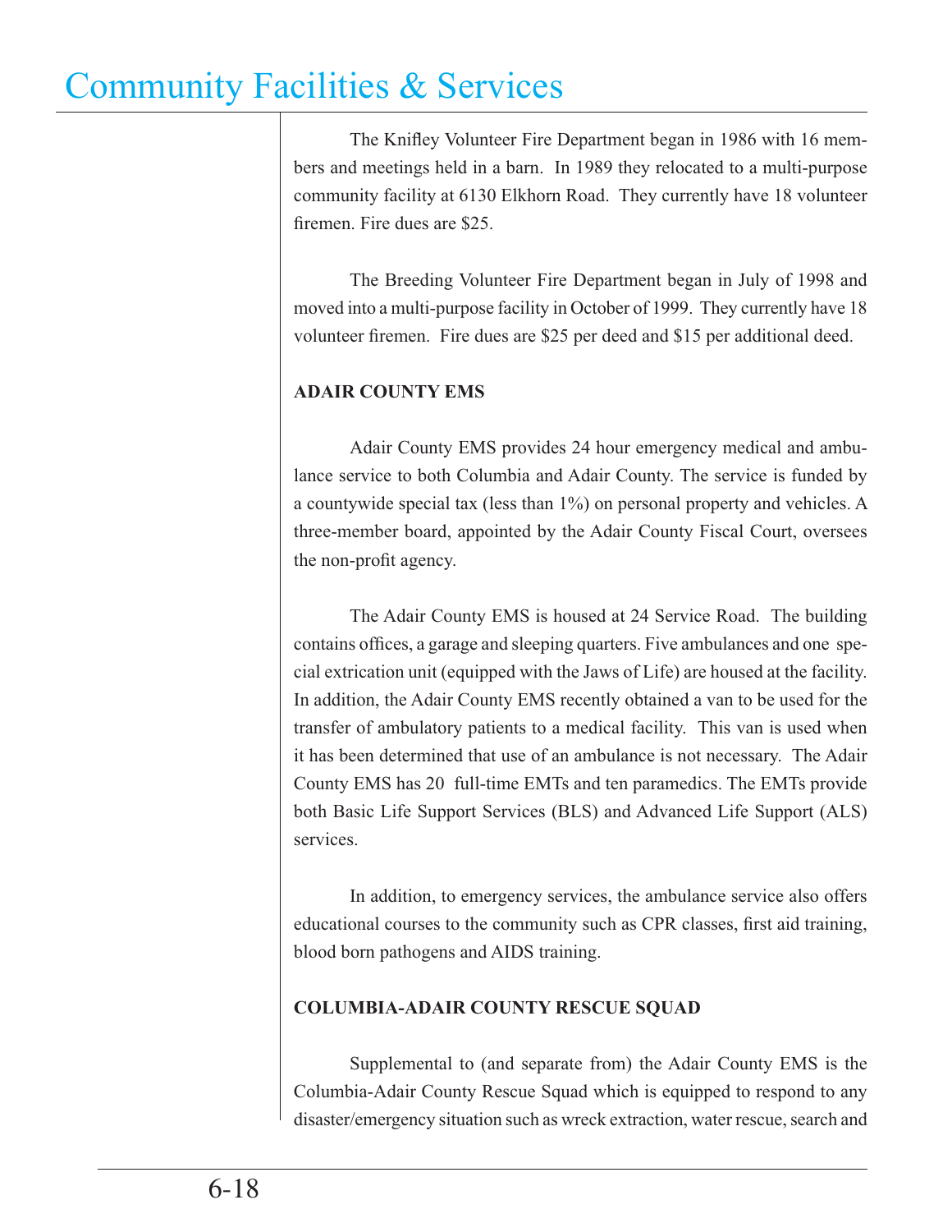The Knifley Volunteer Fire Department began in 1986 with 16 members and meetings held in a barn. In 1989 they relocated to a multi-purpose community facility at 6130 Elkhorn Road. They currently have 18 volunteer firemen. Fire dues are $25.

The Breeding Volunteer Fire Department began in July of 1998 and moved into a multi-purpose facility in October of 1999. They currently have 18 volunteer firemen. Fire dues are $25 per deed and $15 per additional deed.

**ADAIR COUNTY EMS**

Adair County EMS provides 24 hour emergency medical and ambulance service to both Columbia and Adair County. The service is funded by a countywide special tax (less than 1%) on personal property and vehicles. A three-member board, appointed by the Adair County Fiscal Court, oversees the non-profit agency.

The Adair County EMS is housed at 24 Service Road. The building contains offices, a garage and sleeping quarters. Five ambulances and one special extrication unit (equipped with the Jaws of Life) are housed at the facility. In addition, the Adair County EMS recently obtained a van to be used for the transfer of ambulatory patients to a medical facility. This van is used when it has been determined that use of an ambulance is not necessary. The Adair County EMS has 20 full-time EMTs and ten paramedics. The EMTs provide both Basic Life Support Services (BLS) and Advanced Life Support (ALS) services.

In addition, to emergency services, the ambulance service also offers educational courses to the community such as CPR classes, first aid training, blood born pathogens and AIDS training.

**COLUMBIA-ADAIR COUNTY RESCUE SQUAD**

Supplemental to (and separate from) the Adair County EMS is the Columbia-Adair County Rescue Squad which is equipped to respond to any disaster/emergency situation such as wreck extraction, water rescue, search and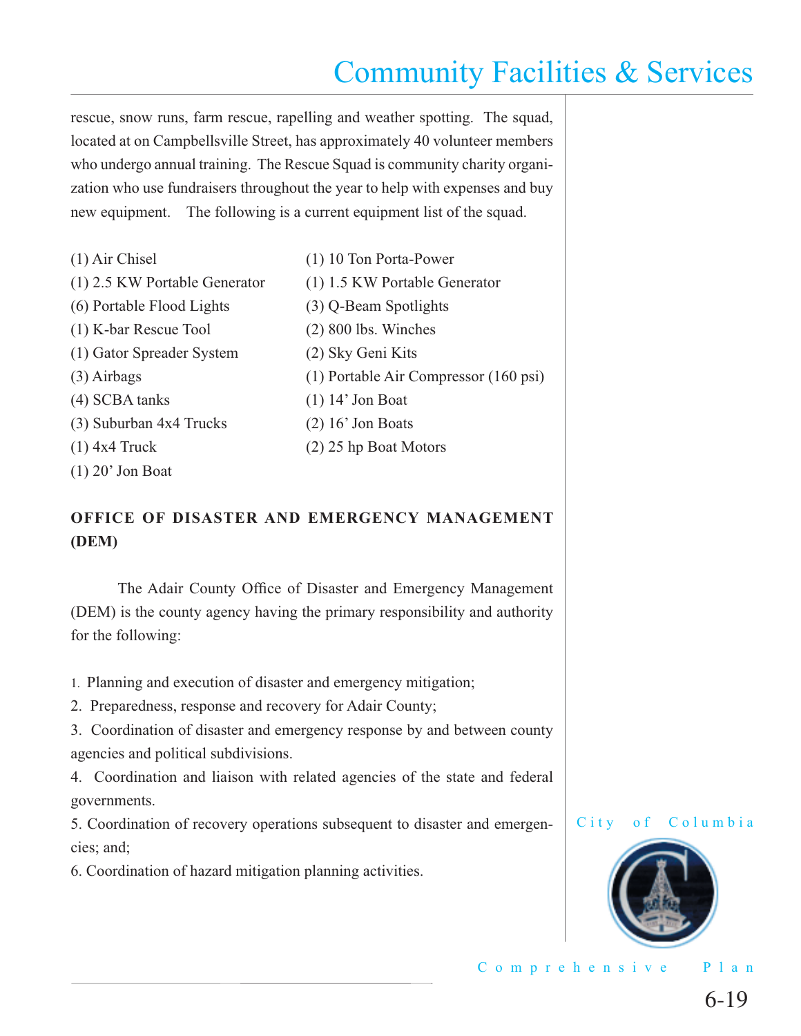rescue, snow runs, farm rescue, rapelling and weather spotting. The squad, located at on Campbellsville Street, has approximately 40 volunteer members who undergo annual training. The Rescue Squad is community charity organization who use fundraisers throughout the year to help with expenses and buy new equipment. The following is a current equipment list of the squad.

- (1) Air Chisel
- (1) 2.5 KW Portable Generator
- (6) Portable Flood Lights
- (1) K-bar Rescue Tool
- (1) Gator Spreader System
- (3) Airbags
- (4) SCBA tanks
- (3) Suburban 4x4 Trucks
- (1) 4x4 Truck
- (1) 20' Jon Boat
- (1) 10 Ton Porta-Power
- (1) 1.5 KW Portable Generator
- (3) Q-Beam Spotlights
- (2) 800 lbs. Winches
- (2) Sky Geni Kits
- (1) Portable Air Compressor (160 psi)
- (1) 14' Jon Boat
- (2) 16' Jon Boats
- (2) 25 hp Boat Motors

## OFFICE OF DISASTER AND EMERGENCY MANAGEMENT (DEM)

The Adair County Office of Disaster and Emergency Management (DEM) is the county agency having the primary responsibility and authority for the following:

1. Planning and execution of disaster and emergency mitigation;
2. Preparedness, response and recovery for Adair County;
3. Coordination of disaster and emergency response by and between county agencies and political subdivisions.
4. Coordination and liaison with related agencies of the state and federal governments.
5. Coordination of recovery operations subsequent to disaster and emergencies; and;
6. Coordination of hazard mitigation planning activities.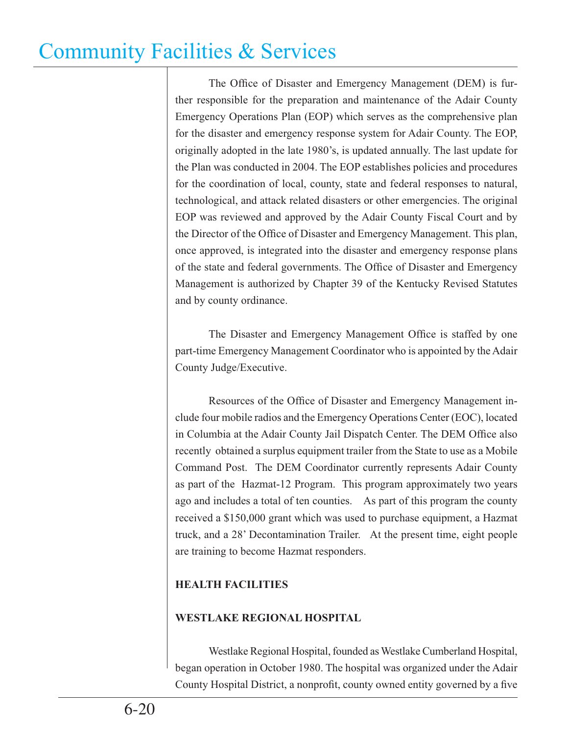The Office of Disaster and Emergency Management (DEM) is further responsible for the preparation and maintenance of the Adair County Emergency Operations Plan (EOP) which serves as the comprehensive plan for the disaster and emergency response system for Adair County. The EOP, originally adopted in the late 1980's, is updated annually. The last update for the Plan was conducted in 2004. The EOP establishes policies and procedures for the coordination of local, county, state and federal responses to natural, technological, and attack related disasters or other emergencies. The original EOP was reviewed and approved by the Adair County Fiscal Court and by the Director of the Office of Disaster and Emergency Management. This plan, once approved, is integrated into the disaster and emergency response plans of the state and federal governments. The Office of Disaster and Emergency Management is authorized by Chapter 39 of the Kentucky Revised Statutes and by county ordinance.

The Disaster and Emergency Management Office is staffed by one part-time Emergency Management Coordinator who is appointed by the Adair County Judge/Executive.

Resources of the Office of Disaster and Emergency Management include four mobile radios and the Emergency Operations Center (EOC), located in Columbia at the Adair County Jail Dispatch Center. The DEM Office also recently obtained a surplus equipment trailer from the State to use as a Mobile Command Post. The DEM Coordinator currently represents Adair County as part of the Hazmat-12 Program. This program approximately two years ago and includes a total of ten counties. As part of this program the county received a $150,000 grant which was used to purchase equipment, a Hazmat truck, and a 28' Decontamination Trailer. At the present time, eight people are training to become Hazmat responders.

**HEALTH FACILITIES**

**WESTLAKE REGIONAL HOSPITAL**

Westlake Regional Hospital, founded as Westlake Cumberland Hospital, began operation in October 1980. The hospital was organized under the Adair County Hospital District, a nonprofit, county owned entity governed by a five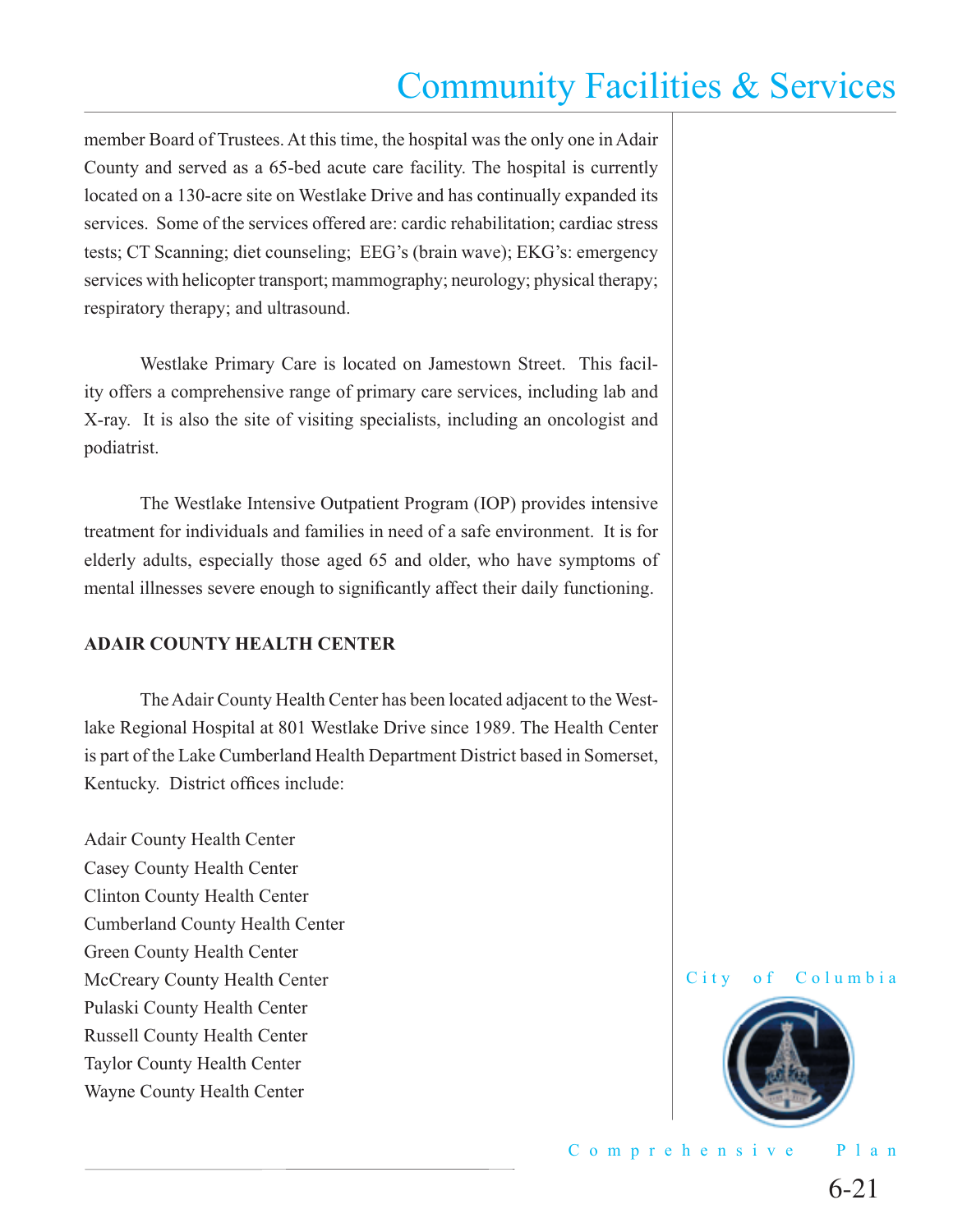member Board of Trustees. At this time, the hospital was the only one in Adair County and served as a 65-bed acute care facility. The hospital is currently located on a 130-acre site on Westlake Drive and has continually expanded its services. Some of the services offered are: cardic rehabilitation; cardiac stress tests; CT Scanning; diet counseling; EEG's (brain wave); EKG's: emergency services with helicopter transport; mammography; neurology; physical therapy; respiratory therapy; and ultrasound.

Westlake Primary Care is located on Jamestown Street. This facility offers a comprehensive range of primary care services, including lab and X-ray. It is also the site of visiting specialists, including an oncologist and podiatrist.

The Westlake Intensive Outpatient Program (IOP) provides intensive treatment for individuals and families in need of a safe environment. It is for elderly adults, especially those aged 65 and older, who have symptoms of mental illnesses severe enough to significantly affect their daily functioning.

**ADAIR COUNTY HEALTH CENTER**

The Adair County Health Center has been located adjacent to the Westlake Regional Hospital at 801 Westlake Drive since 1989. The Health Center is part of the Lake Cumberland Health Department District based in Somerset, Kentucky. District offices include:

Adair County Health Center
Casey County Health Center
Clinton County Health Center
Cumberland County Health Center
Green County Health Center
McCreary County Health Center
Pulaski County Health Center
Russell County Health Center
Taylor County Health Center
Wayne County Health Center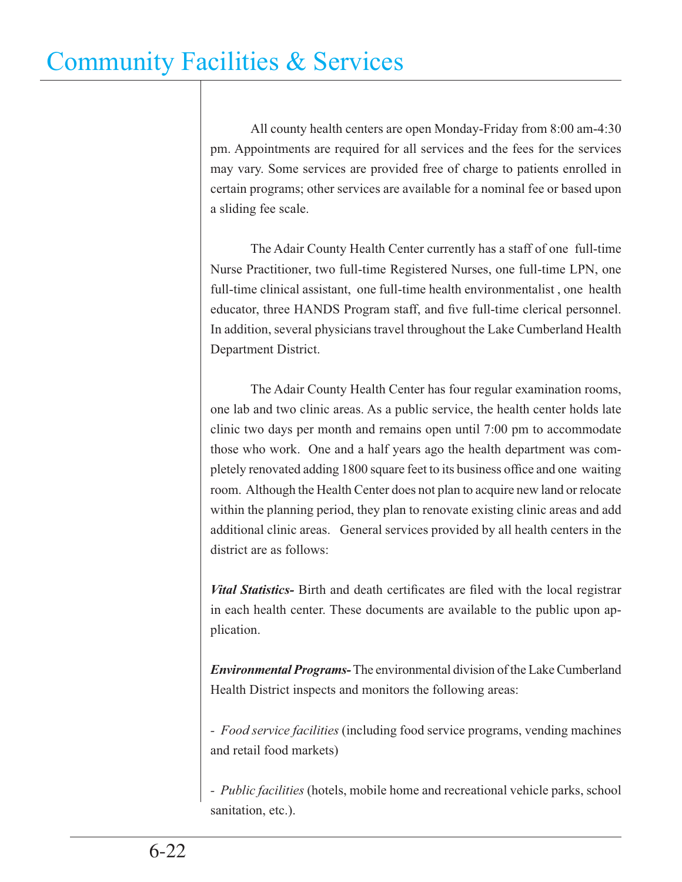All county health centers are open Monday-Friday from 8:00 am-4:30 pm. Appointments are required for all services and the fees for the services may vary. Some services are provided free of charge to patients enrolled in certain programs; other services are available for a nominal fee or based upon a sliding fee scale.

The Adair County Health Center currently has a staff of one full-time Nurse Practitioner, two full-time Registered Nurses, one full-time LPN, one full-time clinical assistant, one full-time health environmentalist , one health educator, three HANDS Program staff, and five full-time clerical personnel. In addition, several physicians travel throughout the Lake Cumberland Health Department District.

The Adair County Health Center has four regular examination rooms, one lab and two clinic areas. As a public service, the health center holds late clinic two days per month and remains open until 7:00 pm to accommodate those who work. One and a half years ago the health department was completely renovated adding 1800 square feet to its business office and one waiting room. Although the Health Center does not plan to acquire new land or relocate within the planning period, they plan to renovate existing clinic areas and add additional clinic areas. General services provided by all health centers in the district are as follows:

***Vital Statistics-*** Birth and death certificates are filed with the local registrar in each health center. These documents are available to the public upon application.

***Environmental Programs-*** The environmental division of the Lake Cumberland Health District inspects and monitors the following areas:

- *Food service facilities* (including food service programs, vending machines and retail food markets)

- *Public facilities* (hotels, mobile home and recreational vehicle parks, school sanitation, etc.).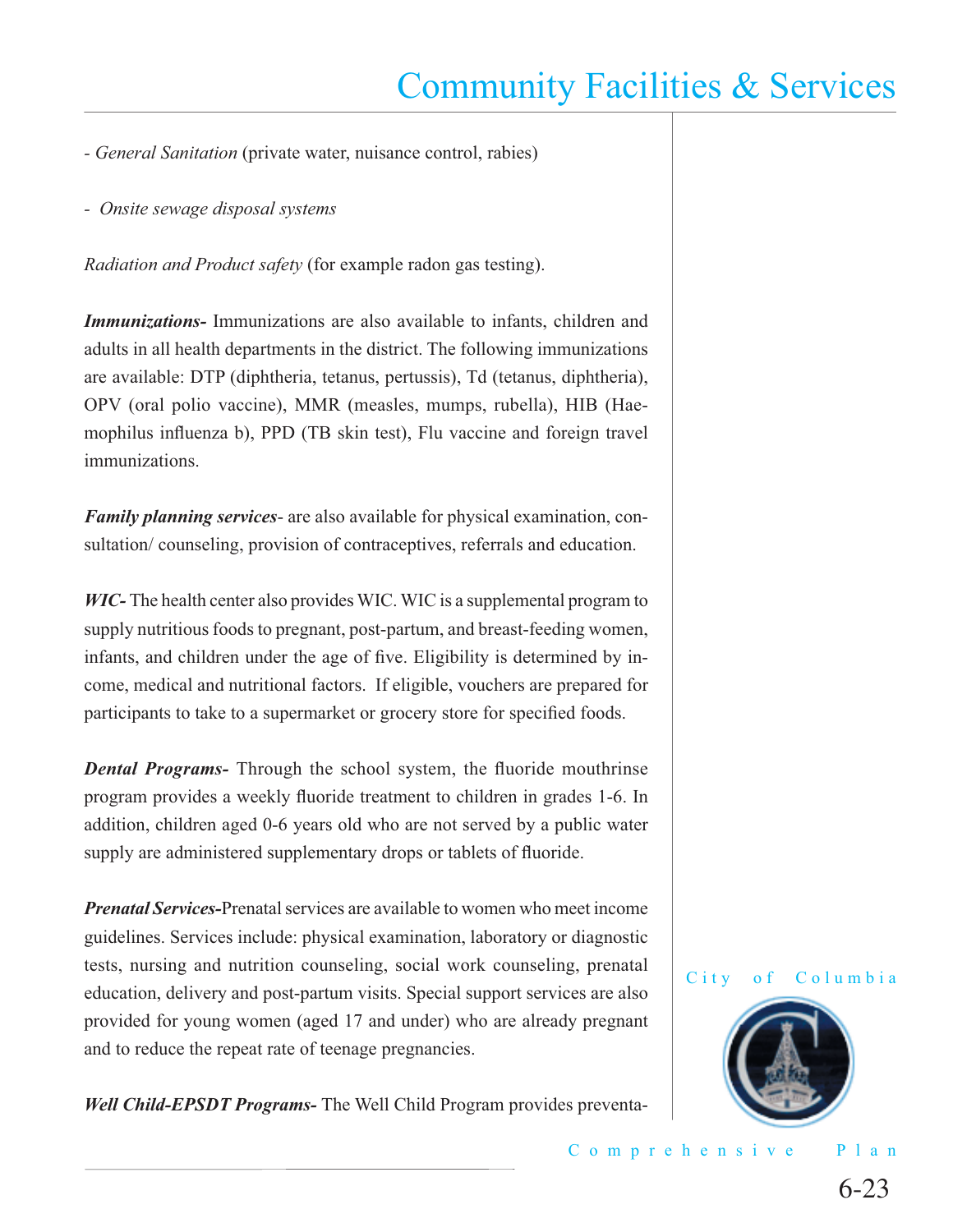- *General Sanitation* (private water, nuisance control, rabies)

- *Onsite sewage disposal systems*

*Radiation and Product safety* (for example radon gas testing).

***Immunizations-*** Immunizations are also available to infants, children and adults in all health departments in the district. The following immunizations are available: DTP (diphtheria, tetanus, pertussis), Td (tetanus, diphtheria), OPV (oral polio vaccine), MMR (measles, mumps, rubella), HIB (Haemophilus influenza b), PPD (TB skin test), Flu vaccine and foreign travel immunizations.

***Family planning services***- are also available for physical examination, consultation/ counseling, provision of contraceptives, referrals and education.

***WIC-*** The health center also provides WIC. WIC is a supplemental program to supply nutritious foods to pregnant, post-partum, and breast-feeding women, infants, and children under the age of five. Eligibility is determined by income, medical and nutritional factors. If eligible, vouchers are prepared for participants to take to a supermarket or grocery store for specified foods.

***Dental Programs-*** Through the school system, the fluoride mouthrinse program provides a weekly fluoride treatment to children in grades 1-6. In addition, children aged 0-6 years old who are not served by a public water supply are administered supplementary drops or tablets of fluoride.

***Prenatal Services-***Prenatal services are available to women who meet income guidelines. Services include: physical examination, laboratory or diagnostic tests, nursing and nutrition counseling, social work counseling, prenatal education, delivery and post-partum visits. Special support services are also provided for young women (aged 17 and under) who are already pregnant and to reduce the repeat rate of teenage pregnancies.

***Well Child-EPSDT Programs-*** The Well Child Program provides preventa-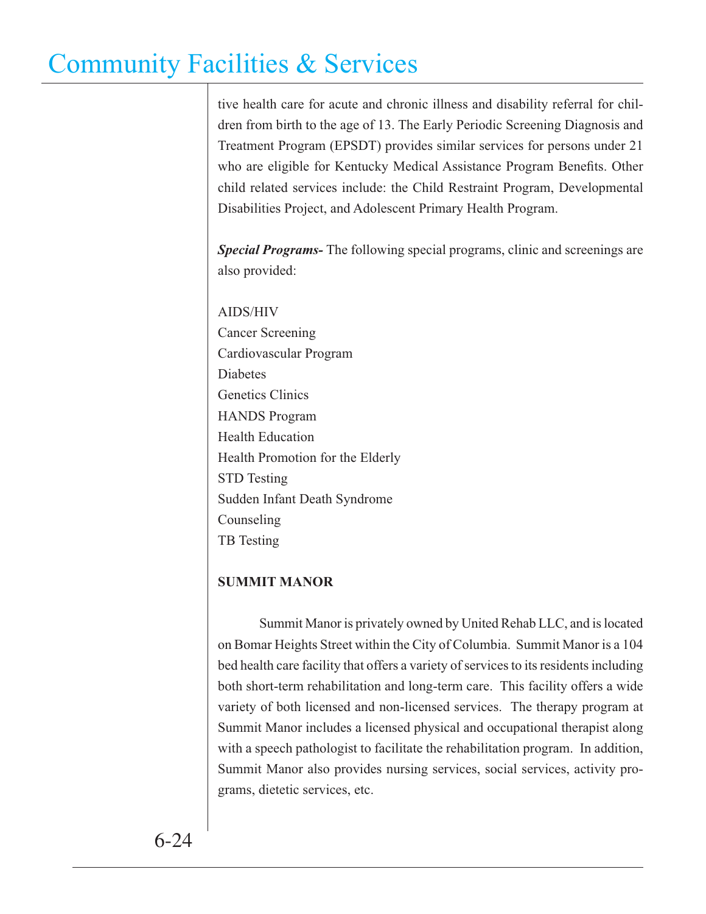tive health care for acute and chronic illness and disability referral for children from birth to the age of 13. The Early Periodic Screening Diagnosis and Treatment Program (EPSDT) provides similar services for persons under 21 who are eligible for Kentucky Medical Assistance Program Benefits. Other child related services include: the Child Restraint Program, Developmental Disabilities Project, and Adolescent Primary Health Program.

***Special Programs-*** The following special programs, clinic and screenings are also provided:

AIDS/HIV
Cancer Screening
Cardiovascular Program
Diabetes
Genetics Clinics
HANDS Program
Health Education
Health Promotion for the Elderly
STD Testing
Sudden Infant Death Syndrome
Counseling
TB Testing

**SUMMIT MANOR**

Summit Manor is privately owned by United Rehab LLC, and is located on Bomar Heights Street within the City of Columbia. Summit Manor is a 104 bed health care facility that offers a variety of services to its residents including both short-term rehabilitation and long-term care. This facility offers a wide variety of both licensed and non-licensed services. The therapy program at Summit Manor includes a licensed physical and occupational therapist along with a speech pathologist to facilitate the rehabilitation program. In addition, Summit Manor also provides nursing services, social services, activity programs, dietetic services, etc.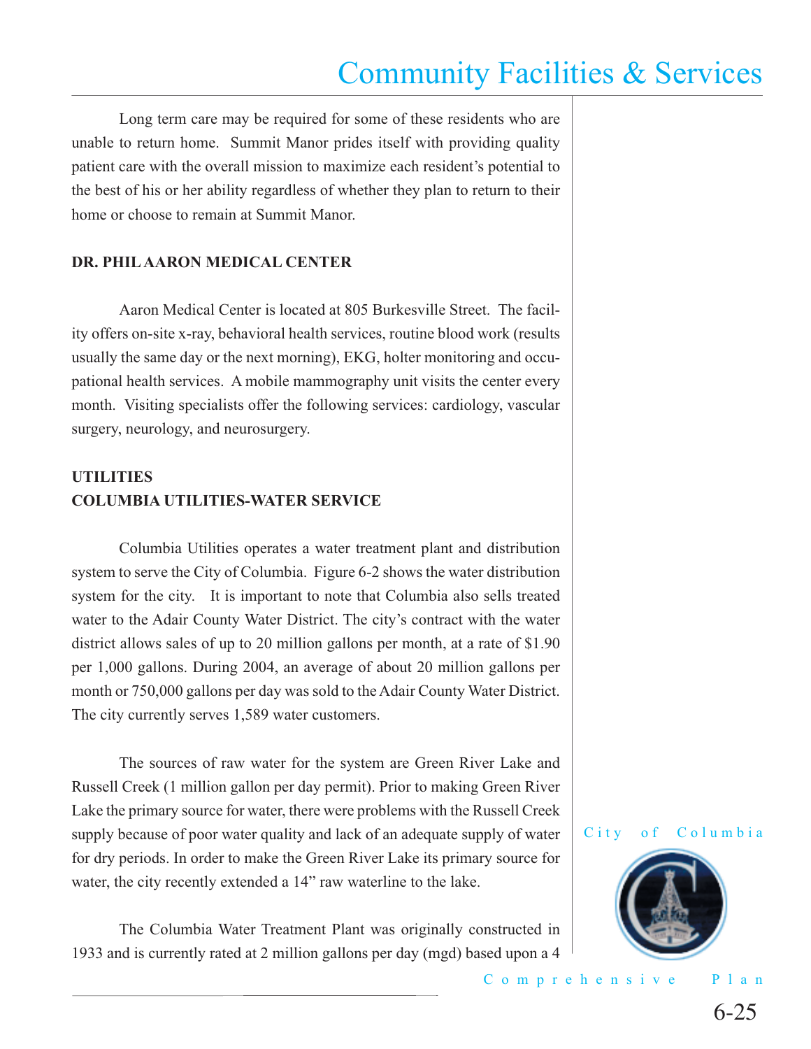Long term care may be required for some of these residents who are unable to return home. Summit Manor prides itself with providing quality patient care with the overall mission to maximize each resident's potential to the best of his or her ability regardless of whether they plan to return to their home or choose to remain at Summit Manor.

**DR. PHIL AARON MEDICAL CENTER**

Aaron Medical Center is located at 805 Burkesville Street. The facility offers on-site x-ray, behavioral health services, routine blood work (results usually the same day or the next morning), EKG, holter monitoring and occupational health services. A mobile mammography unit visits the center every month. Visiting specialists offer the following services: cardiology, vascular surgery, neurology, and neurosurgery.

**UTILITIES**

**COLUMBIA UTILITIES-WATER SERVICE**

Columbia Utilities operates a water treatment plant and distribution system to serve the City of Columbia. Figure 6-2 shows the water distribution system for the city. It is important to note that Columbia also sells treated water to the Adair County Water District. The city's contract with the water district allows sales of up to 20 million gallons per month, at a rate of $1.90 per 1,000 gallons. During 2004, an average of about 20 million gallons per month or 750,000 gallons per day was sold to the Adair County Water District. The city currently serves 1,589 water customers.

The sources of raw water for the system are Green River Lake and Russell Creek (1 million gallon per day permit). Prior to making Green River Lake the primary source for water, there were problems with the Russell Creek supply because of poor water quality and lack of an adequate supply of water for dry periods. In order to make the Green River Lake its primary source for water, the city recently extended a 14" raw waterline to the lake.

The Columbia Water Treatment Plant was originally constructed in 1933 and is currently rated at 2 million gallons per day (mgd) based upon a 4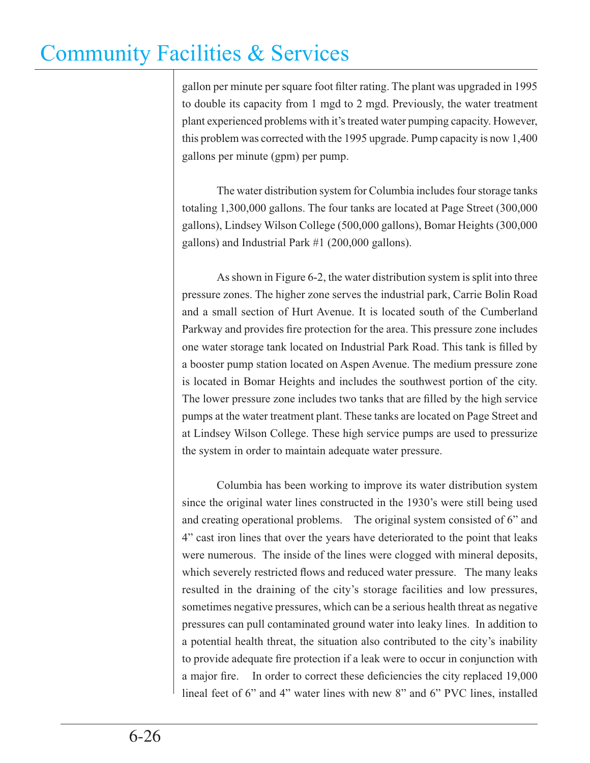gallon per minute per square foot filter rating. The plant was upgraded in 1995 to double its capacity from 1 mgd to 2 mgd. Previously, the water treatment plant experienced problems with it's treated water pumping capacity. However, this problem was corrected with the 1995 upgrade. Pump capacity is now 1,400 gallons per minute (gpm) per pump.

The water distribution system for Columbia includes four storage tanks totaling 1,300,000 gallons. The four tanks are located at Page Street (300,000 gallons), Lindsey Wilson College (500,000 gallons), Bomar Heights (300,000 gallons) and Industrial Park #1 (200,000 gallons).

As shown in Figure 6-2, the water distribution system is split into three pressure zones. The higher zone serves the industrial park, Carrie Bolin Road and a small section of Hurt Avenue. It is located south of the Cumberland Parkway and provides fire protection for the area. This pressure zone includes one water storage tank located on Industrial Park Road. This tank is filled by a booster pump station located on Aspen Avenue. The medium pressure zone is located in Bomar Heights and includes the southwest portion of the city. The lower pressure zone includes two tanks that are filled by the high service pumps at the water treatment plant. These tanks are located on Page Street and at Lindsey Wilson College. These high service pumps are used to pressurize the system in order to maintain adequate water pressure.

Columbia has been working to improve its water distribution system since the original water lines constructed in the 1930's were still being used and creating operational problems. The original system consisted of 6" and 4" cast iron lines that over the years have deteriorated to the point that leaks were numerous. The inside of the lines were clogged with mineral deposits, which severely restricted flows and reduced water pressure. The many leaks resulted in the draining of the city's storage facilities and low pressures, sometimes negative pressures, which can be a serious health threat as negative pressures can pull contaminated ground water into leaky lines. In addition to a potential health threat, the situation also contributed to the city's inability to provide adequate fire protection if a leak were to occur in conjunction with a major fire. In order to correct these deficiencies the city replaced 19,000 lineal feet of 6" and 4" water lines with new 8" and 6" PVC lines, installed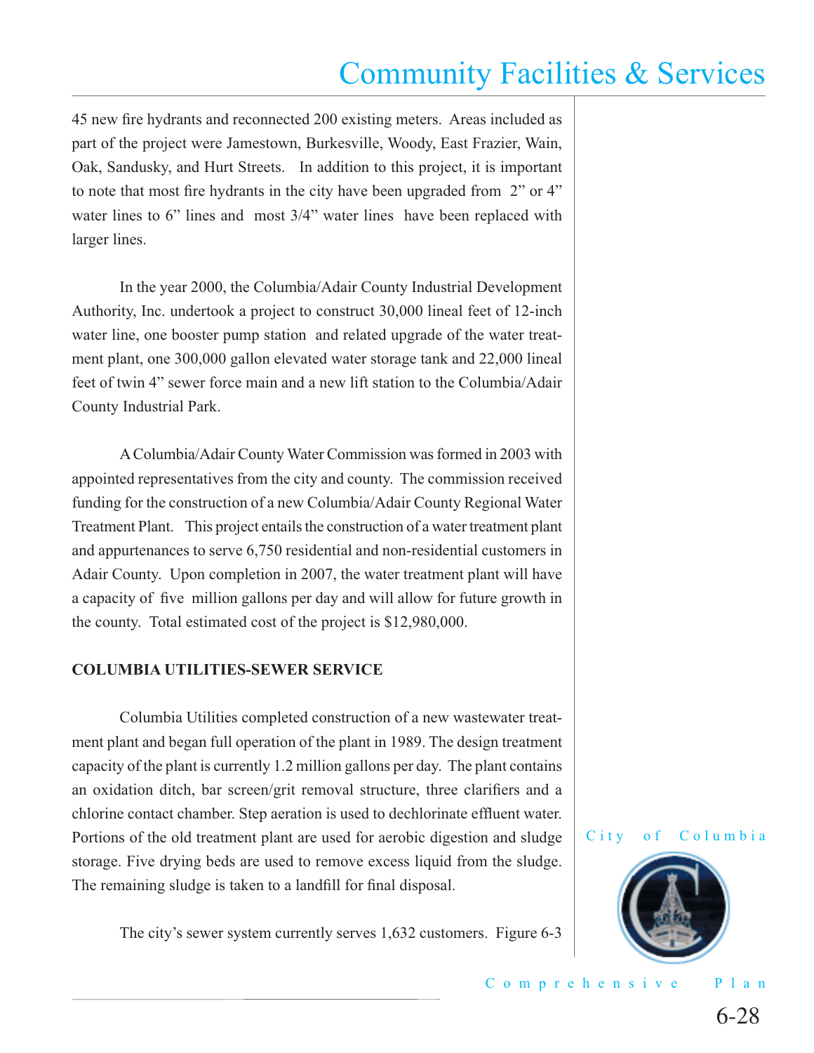45 new fire hydrants and reconnected 200 existing meters. Areas included as part of the project were Jamestown, Burkesville, Woody, East Frazier, Wain, Oak, Sandusky, and Hurt Streets. In addition to this project, it is important to note that most fire hydrants in the city have been upgraded from 2" or 4" water lines to 6" lines and most 3/4" water lines have been replaced with larger lines.

In the year 2000, the Columbia/Adair County Industrial Development Authority, Inc. undertook a project to construct 30,000 lineal feet of 12-inch water line, one booster pump station and related upgrade of the water treatment plant, one 300,000 gallon elevated water storage tank and 22,000 lineal feet of twin 4" sewer force main and a new lift station to the Columbia/Adair County Industrial Park.

A Columbia/Adair County Water Commission was formed in 2003 with appointed representatives from the city and county. The commission received funding for the construction of a new Columbia/Adair County Regional Water Treatment Plant. This project entails the construction of a water treatment plant and appurtenances to serve 6,750 residential and non-residential customers in Adair County. Upon completion in 2007, the water treatment plant will have a capacity of five million gallons per day and will allow for future growth in the county. Total estimated cost of the project is $12,980,000.

**COLUMBIA UTILITIES-SEWER SERVICE**

Columbia Utilities completed construction of a new wastewater treatment plant and began full operation of the plant in 1989. The design treatment capacity of the plant is currently 1.2 million gallons per day. The plant contains an oxidation ditch, bar screen/grit removal structure, three clarifiers and a chlorine contact chamber. Step aeration is used to dechlorinate effluent water. Portions of the old treatment plant are used for aerobic digestion and sludge storage. Five drying beds are used to remove excess liquid from the sludge. The remaining sludge is taken to a landfill for final disposal.

The city's sewer system currently serves 1,632 customers. Figure 6-3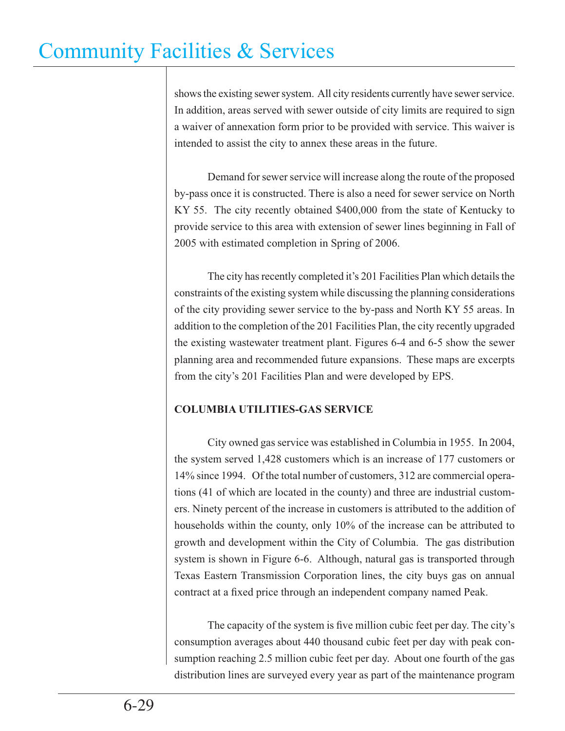shows the existing sewer system. All city residents currently have sewer service. In addition, areas served with sewer outside of city limits are required to sign a waiver of annexation form prior to be provided with service. This waiver is intended to assist the city to annex these areas in the future.

Demand for sewer service will increase along the route of the proposed by-pass once it is constructed. There is also a need for sewer service on North KY 55. The city recently obtained $400,000 from the state of Kentucky to provide service to this area with extension of sewer lines beginning in Fall of 2005 with estimated completion in Spring of 2006.

The city has recently completed it's 201 Facilities Plan which details the constraints of the existing system while discussing the planning considerations of the city providing sewer service to the by-pass and North KY 55 areas. In addition to the completion of the 201 Facilities Plan, the city recently upgraded the existing wastewater treatment plant. Figures 6-4 and 6-5 show the sewer planning area and recommended future expansions. These maps are excerpts from the city's 201 Facilities Plan and were developed by EPS.

**COLUMBIA UTILITIES-GAS SERVICE**

City owned gas service was established in Columbia in 1955. In 2004, the system served 1,428 customers which is an increase of 177 customers or 14% since 1994. Of the total number of customers, 312 are commercial operations (41 of which are located in the county) and three are industrial customers. Ninety percent of the increase in customers is attributed to the addition of households within the county, only 10% of the increase can be attributed to growth and development within the City of Columbia. The gas distribution system is shown in Figure 6-6. Although, natural gas is transported through Texas Eastern Transmission Corporation lines, the city buys gas on annual contract at a fixed price through an independent company named Peak.

The capacity of the system is five million cubic feet per day. The city's consumption averages about 440 thousand cubic feet per day with peak consumption reaching 2.5 million cubic feet per day. About one fourth of the gas distribution lines are surveyed every year as part of the maintenance program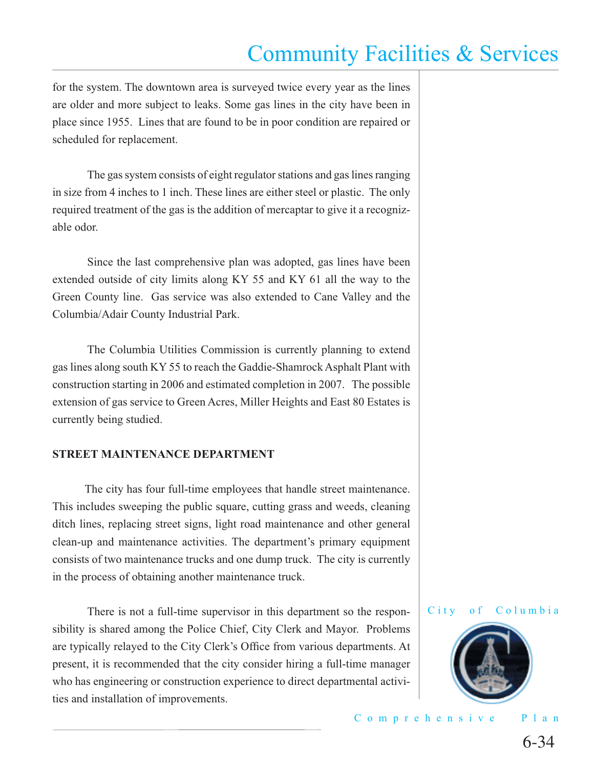for the system. The downtown area is surveyed twice every year as the lines are older and more subject to leaks. Some gas lines in the city have been in place since 1955. Lines that are found to be in poor condition are repaired or scheduled for replacement.

The gas system consists of eight regulator stations and gas lines ranging in size from 4 inches to 1 inch. These lines are either steel or plastic. The only required treatment of the gas is the addition of mercaptar to give it a recognizable odor.

Since the last comprehensive plan was adopted, gas lines have been extended outside of city limits along KY 55 and KY 61 all the way to the Green County line. Gas service was also extended to Cane Valley and the Columbia/Adair County Industrial Park.

The Columbia Utilities Commission is currently planning to extend gas lines along south KY 55 to reach the Gaddie-Shamrock Asphalt Plant with construction starting in 2006 and estimated completion in 2007. The possible extension of gas service to Green Acres, Miller Heights and East 80 Estates is currently being studied.

**STREET MAINTENANCE DEPARTMENT**

The city has four full-time employees that handle street maintenance. This includes sweeping the public square, cutting grass and weeds, cleaning ditch lines, replacing street signs, light road maintenance and other general clean-up and maintenance activities. The department's primary equipment consists of two maintenance trucks and one dump truck. The city is currently in the process of obtaining another maintenance truck.

There is not a full-time supervisor in this department so the responsibility is shared among the Police Chief, City Clerk and Mayor. Problems are typically relayed to the City Clerk's Office from various departments. At present, it is recommended that the city consider hiring a full-time manager who has engineering or construction experience to direct departmental activities and installation of improvements.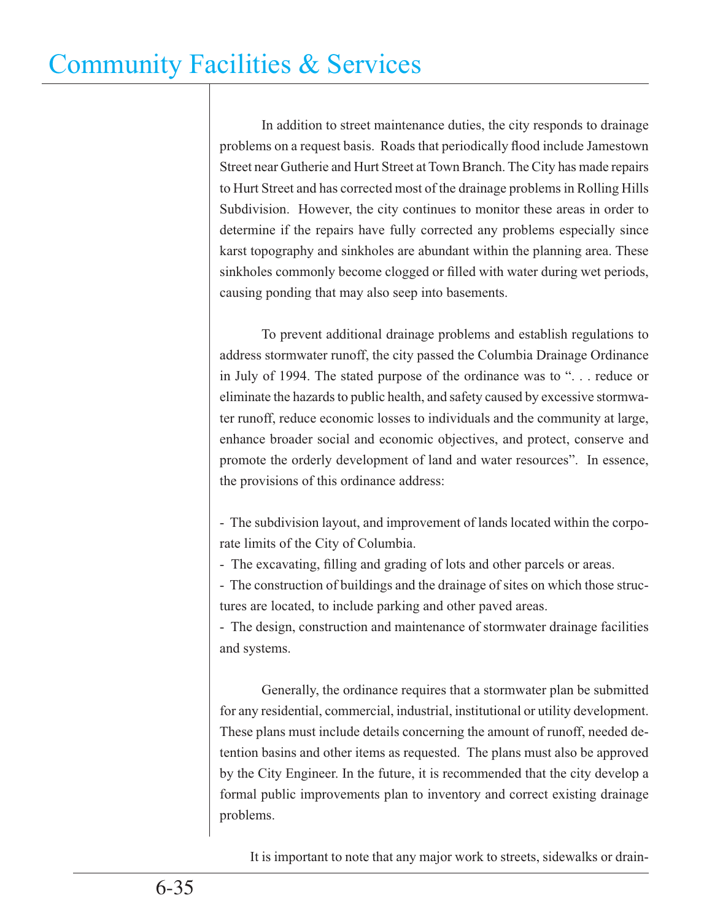In addition to street maintenance duties, the city responds to drainage problems on a request basis. Roads that periodically flood include Jamestown Street near Gutherie and Hurt Street at Town Branch. The City has made repairs to Hurt Street and has corrected most of the drainage problems in Rolling Hills Subdivision. However, the city continues to monitor these areas in order to determine if the repairs have fully corrected any problems especially since karst topography and sinkholes are abundant within the planning area. These sinkholes commonly become clogged or filled with water during wet periods, causing ponding that may also seep into basements.

To prevent additional drainage problems and establish regulations to address stormwater runoff, the city passed the Columbia Drainage Ordinance in July of 1994. The stated purpose of the ordinance was to ". . . reduce or eliminate the hazards to public health, and safety caused by excessive stormwater runoff, reduce economic losses to individuals and the community at large, enhance broader social and economic objectives, and protect, conserve and promote the orderly development of land and water resources". In essence, the provisions of this ordinance address:

- The subdivision layout, and improvement of lands located within the corporate limits of the City of Columbia.
- The excavating, filling and grading of lots and other parcels or areas.
- The construction of buildings and the drainage of sites on which those structures are located, to include parking and other paved areas.
- The design, construction and maintenance of stormwater drainage facilities and systems.

Generally, the ordinance requires that a stormwater plan be submitted for any residential, commercial, industrial, institutional or utility development. These plans must include details concerning the amount of runoff, needed detention basins and other items as requested. The plans must also be approved by the City Engineer. In the future, it is recommended that the city develop a formal public improvements plan to inventory and correct existing drainage problems.

It is important to note that any major work to streets, sidewalks or drain-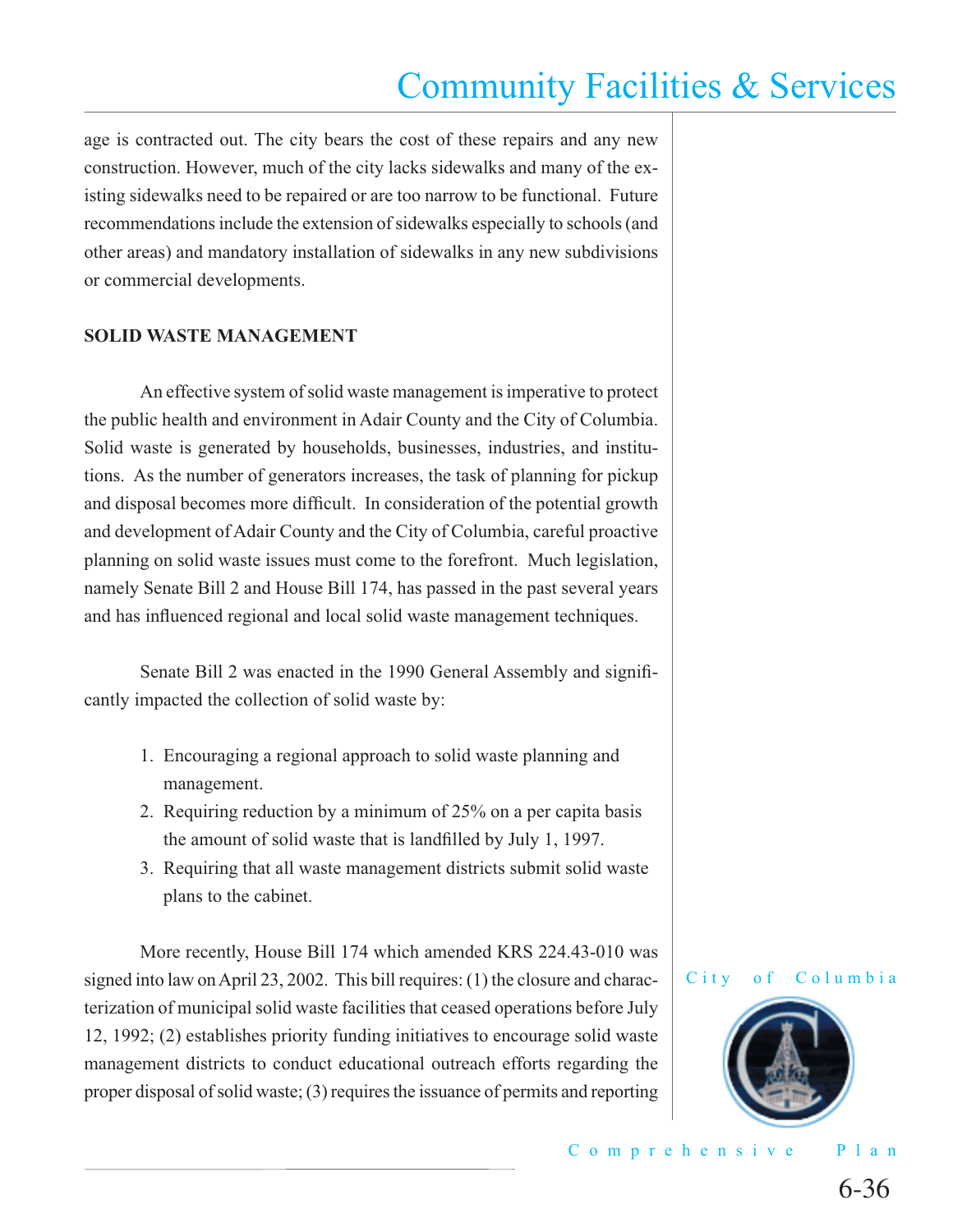age is contracted out. The city bears the cost of these repairs and any new construction. However, much of the city lacks sidewalks and many of the existing sidewalks need to be repaired or are too narrow to be functional. Future recommendations include the extension of sidewalks especially to schools (and other areas) and mandatory installation of sidewalks in any new subdivisions or commercial developments.

**SOLID WASTE MANAGEMENT**

An effective system of solid waste management is imperative to protect the public health and environment in Adair County and the City of Columbia. Solid waste is generated by households, businesses, industries, and institutions. As the number of generators increases, the task of planning for pickup and disposal becomes more difficult. In consideration of the potential growth and development of Adair County and the City of Columbia, careful proactive planning on solid waste issues must come to the forefront. Much legislation, namely Senate Bill 2 and House Bill 174, has passed in the past several years and has influenced regional and local solid waste management techniques.

Senate Bill 2 was enacted in the 1990 General Assembly and significantly impacted the collection of solid waste by:

1. Encouraging a regional approach to solid waste planning and management.
2. Requiring reduction by a minimum of 25% on a per capita basis the amount of solid waste that is landfilled by July 1, 1997.
3. Requiring that all waste management districts submit solid waste plans to the cabinet.

More recently, House Bill 174 which amended KRS 224.43-010 was signed into law on April 23, 2002. This bill requires: (1) the closure and characterization of municipal solid waste facilities that ceased operations before July 12, 1992; (2) establishes priority funding initiatives to encourage solid waste management districts to conduct educational outreach efforts regarding the proper disposal of solid waste; (3) requires the issuance of permits and reporting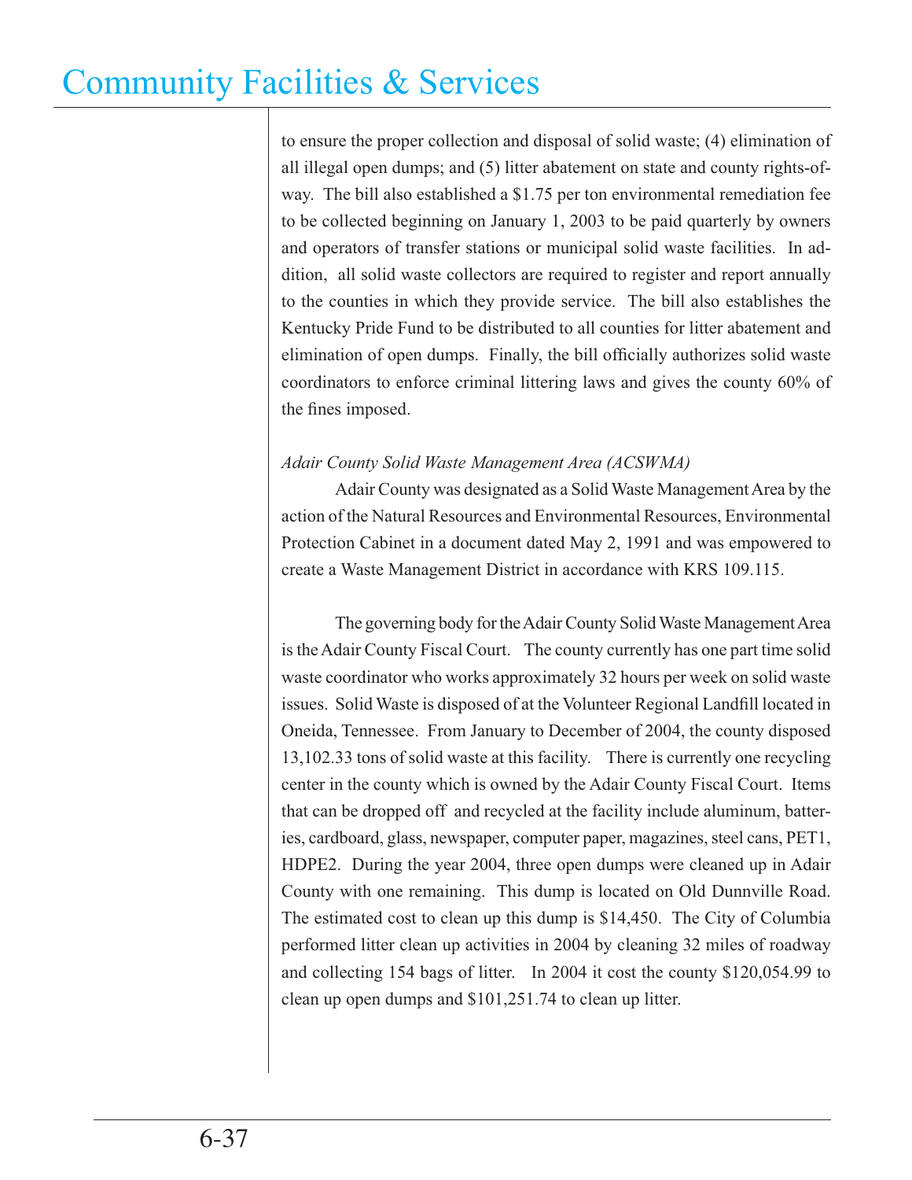to ensure the proper collection and disposal of solid waste; (4) elimination of all illegal open dumps; and (5) litter abatement on state and county rights-of-way. The bill also established a $1.75 per ton environmental remediation fee to be collected beginning on January 1, 2003 to be paid quarterly by owners and operators of transfer stations or municipal solid waste facilities. In addition, all solid waste collectors are required to register and report annually to the counties in which they provide service. The bill also establishes the Kentucky Pride Fund to be distributed to all counties for litter abatement and elimination of open dumps. Finally, the bill officially authorizes solid waste coordinators to enforce criminal littering laws and gives the county 60% of the fines imposed.

*Adair County Solid Waste Management Area (ACSWMA)*

Adair County was designated as a Solid Waste Management Area by the action of the Natural Resources and Environmental Resources, Environmental Protection Cabinet in a document dated May 2, 1991 and was empowered to create a Waste Management District in accordance with KRS 109.115.

The governing body for the Adair County Solid Waste Management Area is the Adair County Fiscal Court. The county currently has one part time solid waste coordinator who works approximately 32 hours per week on solid waste issues. Solid Waste is disposed of at the Volunteer Regional Landfill located in Oneida, Tennessee. From January to December of 2004, the county disposed 13,102.33 tons of solid waste at this facility. There is currently one recycling center in the county which is owned by the Adair County Fiscal Court. Items that can be dropped off and recycled at the facility include aluminum, batteries, cardboard, glass, newspaper, computer paper, magazines, steel cans, PET1, HDPE2. During the year 2004, three open dumps were cleaned up in Adair County with one remaining. This dump is located on Old Dunnville Road. The estimated cost to clean up this dump is $14,450. The City of Columbia performed litter clean up activities in 2004 by cleaning 32 miles of roadway and collecting 154 bags of litter. In 2004 it cost the county $120,054.99 to clean up open dumps and $101,251.74 to clean up litter.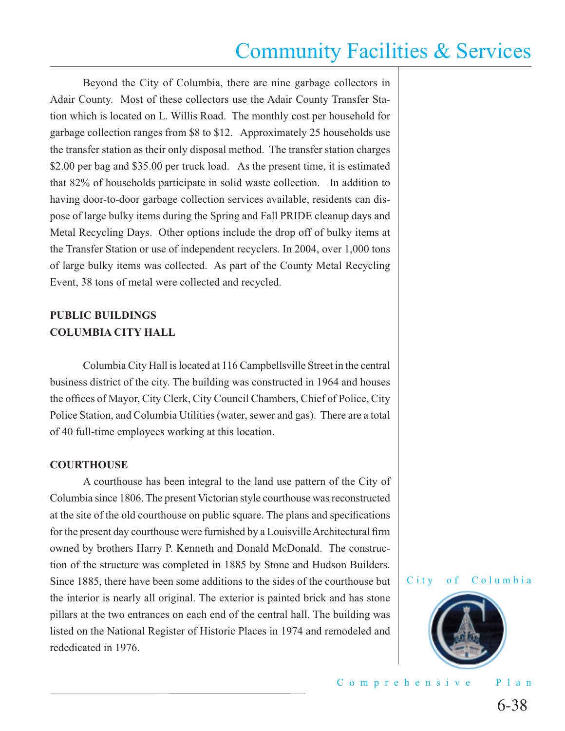Beyond the City of Columbia, there are nine garbage collectors in Adair County. Most of these collectors use the Adair County Transfer Station which is located on L. Willis Road. The monthly cost per household for garbage collection ranges from $8 to $12. Approximately 25 households use the transfer station as their only disposal method. The transfer station charges $2.00 per bag and $35.00 per truck load. As the present time, it is estimated that 82% of households participate in solid waste collection. In addition to having door-to-door garbage collection services available, residents can dispose of large bulky items during the Spring and Fall PRIDE cleanup days and Metal Recycling Days. Other options include the drop off of bulky items at the Transfer Station or use of independent recyclers. In 2004, over 1,000 tons of large bulky items was collected. As part of the County Metal Recycling Event, 38 tons of metal were collected and recycled.

**PUBLIC BUILDINGS**

**COLUMBIA CITY HALL**

Columbia City Hall is located at 116 Campbellsville Street in the central business district of the city. The building was constructed in 1964 and houses the offices of Mayor, City Clerk, City Council Chambers, Chief of Police, City Police Station, and Columbia Utilities (water, sewer and gas). There are a total of 40 full-time employees working at this location.

**COURTHOUSE**

A courthouse has been integral to the land use pattern of the City of Columbia since 1806. The present Victorian style courthouse was reconstructed at the site of the old courthouse on public square. The plans and specifications for the present day courthouse were furnished by a Louisville Architectural firm owned by brothers Harry P. Kenneth and Donald McDonald. The construction of the structure was completed in 1885 by Stone and Hudson Builders. Since 1885, there have been some additions to the sides of the courthouse but the interior is nearly all original. The exterior is painted brick and has stone pillars at the two entrances on each end of the central hall. The building was listed on the National Register of Historic Places in 1974 and remodeled and rededicated in 1976.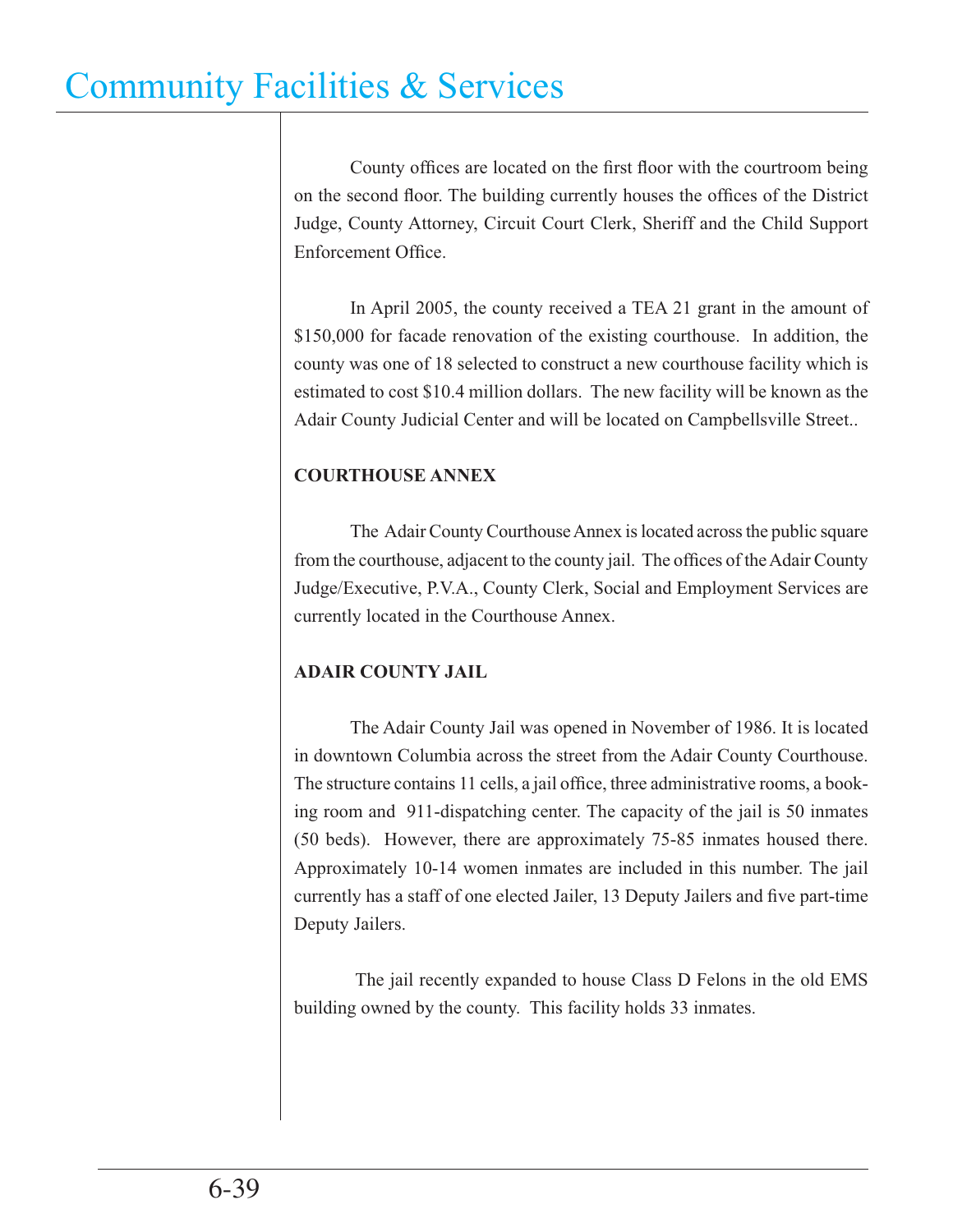County offices are located on the first floor with the courtroom being on the second floor. The building currently houses the offices of the District Judge, County Attorney, Circuit Court Clerk, Sheriff and the Child Support Enforcement Office.

In April 2005, the county received a TEA 21 grant in the amount of $150,000 for facade renovation of the existing courthouse. In addition, the county was one of 18 selected to construct a new courthouse facility which is estimated to cost $10.4 million dollars. The new facility will be known as the Adair County Judicial Center and will be located on Campbellsville Street..

**COURTHOUSE ANNEX**

The Adair County Courthouse Annex is located across the public square from the courthouse, adjacent to the county jail. The offices of the Adair County Judge/Executive, P.V.A., County Clerk, Social and Employment Services are currently located in the Courthouse Annex.

**ADAIR COUNTY JAIL**

The Adair County Jail was opened in November of 1986. It is located in downtown Columbia across the street from the Adair County Courthouse. The structure contains 11 cells, a jail office, three administrative rooms, a booking room and 911-dispatching center. The capacity of the jail is 50 inmates (50 beds). However, there are approximately 75-85 inmates housed there. Approximately 10-14 women inmates are included in this number. The jail currently has a staff of one elected Jailer, 13 Deputy Jailers and five part-time Deputy Jailers.

The jail recently expanded to house Class D Felons in the old EMS building owned by the county. This facility holds 33 inmates.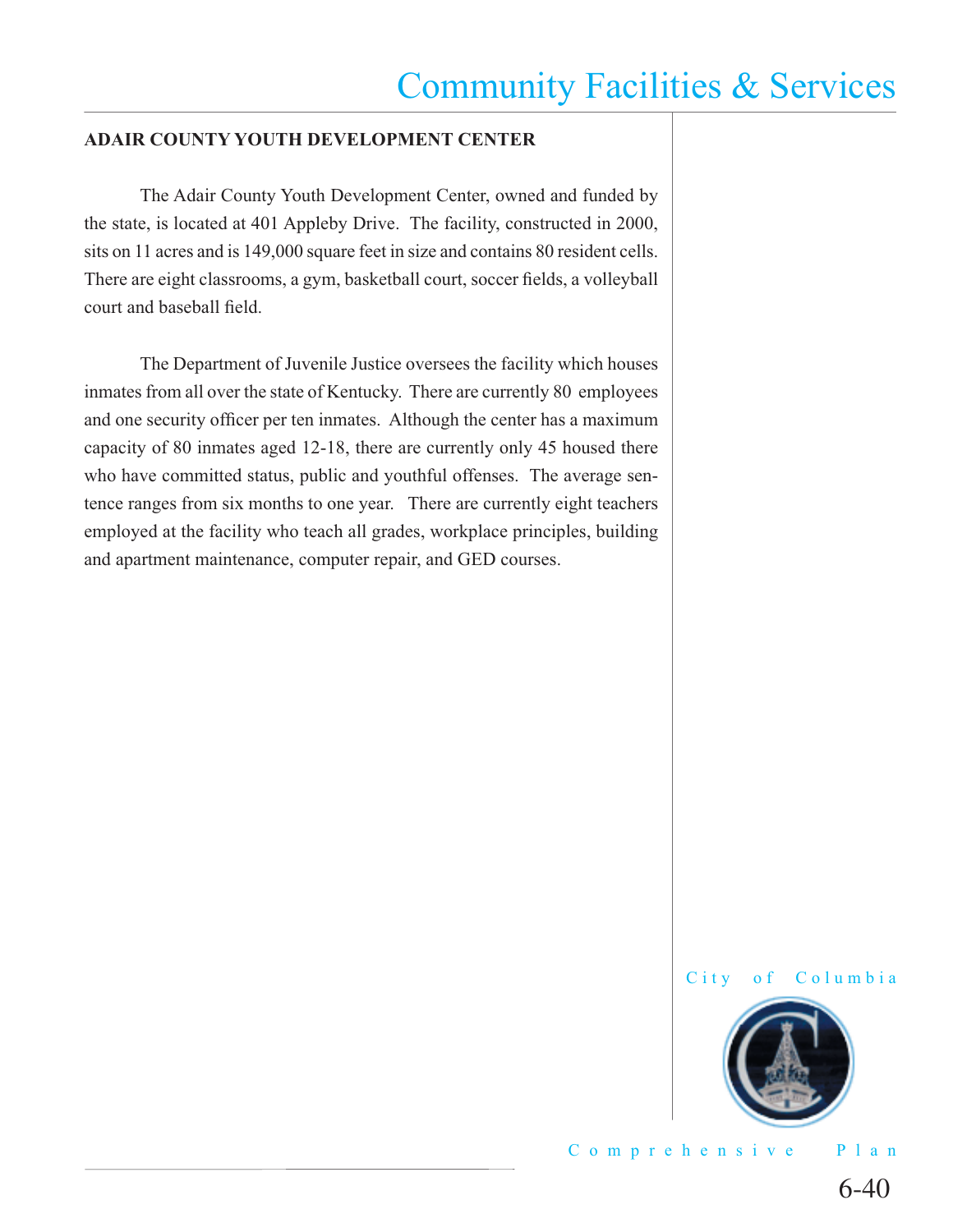## ADAIR COUNTY YOUTH DEVELOPMENT CENTER

The Adair County Youth Development Center, owned and funded by the state, is located at 401 Appleby Drive. The facility, constructed in 2000, sits on 11 acres and is 149,000 square feet in size and contains 80 resident cells. There are eight classrooms, a gym, basketball court, soccer fields, a volleyball court and baseball field.

The Department of Juvenile Justice oversees the facility which houses inmates from all over the state of Kentucky. There are currently 80 employees and one security officer per ten inmates. Although the center has a maximum capacity of 80 inmates aged 12-18, there are currently only 45 housed there who have committed status, public and youthful offenses. The average sentence ranges from six months to one year. There are currently eight teachers employed at the facility who teach all grades, workplace principles, building and apartment maintenance, computer repair, and GED courses.